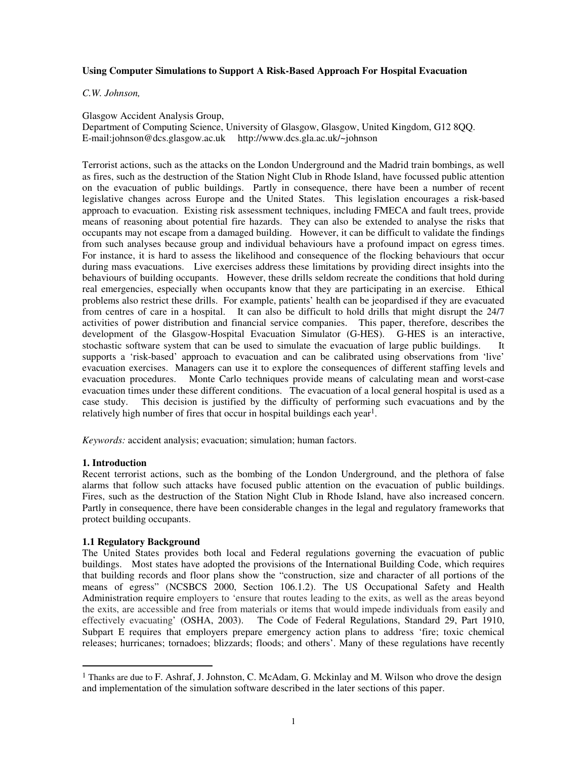**Using Computer Simulations to Support A Risk-Based Approach For Hospital Evacuation**

*C.W. Johnson,*

Glasgow Accident Analysis Group,
Department of Computing Science, University of Glasgow, Glasgow, United Kingdom, G12 8QQ.
E-mail:johnson@dcs.glasgow.ac.uk http://www.dcs.gla.ac.uk/~johnson

Terrorist actions, such as the attacks on the London Underground and the Madrid train bombings, as well as fires, such as the destruction of the Station Night Club in Rhode Island, have focussed public attention on the evacuation of public buildings. Partly in consequence, there have been a number of recent legislative changes across Europe and the United States. This legislation encourages a risk-based approach to evacuation. Existing risk assessment techniques, including FMECA and fault trees, provide means of reasoning about potential fire hazards. They can also be extended to analyse the risks that occupants may not escape from a damaged building. However, it can be difficult to validate the findings from such analyses because group and individual behaviours have a profound impact on egress times. For instance, it is hard to assess the likelihood and consequence of the flocking behaviours that occur during mass evacuations. Live exercises address these limitations by providing direct insights into the behaviours of building occupants. However, these drills seldom recreate the conditions that hold during real emergencies, especially when occupants know that they are participating in an exercise. Ethical problems also restrict these drills. For example, patients' health can be jeopardised if they are evacuated from centres of care in a hospital. It can also be difficult to hold drills that might disrupt the 24/7 activities of power distribution and financial service companies. This paper, therefore, describes the development of the Glasgow-Hospital Evacuation Simulator (G-HES). G-HES is an interactive, stochastic software system that can be used to simulate the evacuation of large public buildings. It supports a 'risk-based' approach to evacuation and can be calibrated using observations from 'live' evacuation exercises. Managers can use it to explore the consequences of different staffing levels and evacuation procedures. Monte Carlo techniques provide means of calculating mean and worst-case evacuation times under these different conditions. The evacuation of a local general hospital is used as a case study. This decision is justified by the difficulty of performing such evacuations and by the relatively high number of fires that occur in hospital buildings each year[1].

*Keywords:* accident analysis; evacuation; simulation; human factors.

## 1. Introduction

Recent terrorist actions, such as the bombing of the London Underground, and the plethora of false alarms that follow such attacks have focused public attention on the evacuation of public buildings. Fires, such as the destruction of the Station Night Club in Rhode Island, have also increased concern. Partly in consequence, there have been considerable changes in the legal and regulatory frameworks that protect building occupants.

### 1.1 Regulatory Background

The United States provides both local and Federal regulations governing the evacuation of public buildings. Most states have adopted the provisions of the International Building Code, which requires that building records and floor plans show the "construction, size and character of all portions of the means of egress" (NCSBCS 2000, Section 106.1.2). The US Occupational Safety and Health Administration require employers to 'ensure that routes leading to the exits, as well as the areas beyond the exits, are accessible and free from materials or items that would impede individuals from easily and effectively evacuating' (OSHA, 2003). The Code of Federal Regulations, Standard 29, Part 1910, Subpart E requires that employers prepare emergency action plans to address 'fire; toxic chemical releases; hurricanes; tornadoes; blizzards; floods; and others'. Many of these regulations have recently

[1] Thanks are due to F. Ashraf, J. Johnston, C. McAdam, G. Mckinlay and M. Wilson who drove the design and implementation of the simulation software described in the later sections of this paper.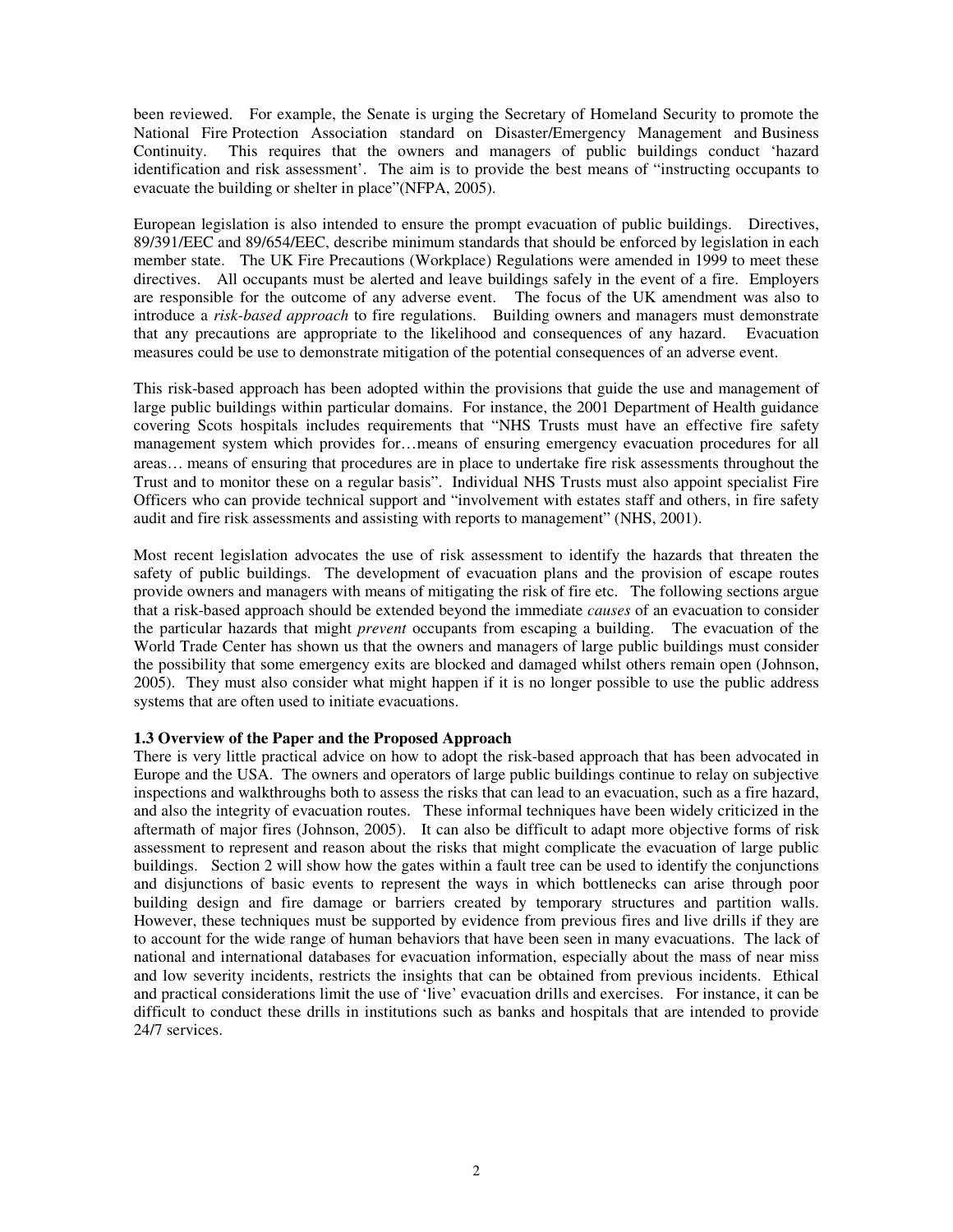been reviewed. For example, the Senate is urging the Secretary of Homeland Security to promote the National Fire Protection Association standard on Disaster/Emergency Management and Business Continuity. This requires that the owners and managers of public buildings conduct 'hazard identification and risk assessment'. The aim is to provide the best means of "instructing occupants to evacuate the building or shelter in place"(NFPA, 2005).

European legislation is also intended to ensure the prompt evacuation of public buildings. Directives, 89/391/EEC and 89/654/EEC, describe minimum standards that should be enforced by legislation in each member state. The UK Fire Precautions (Workplace) Regulations were amended in 1999 to meet these directives. All occupants must be alerted and leave buildings safely in the event of a fire. Employers are responsible for the outcome of any adverse event. The focus of the UK amendment was also to introduce a *risk-based approach* to fire regulations. Building owners and managers must demonstrate that any precautions are appropriate to the likelihood and consequences of any hazard. Evacuation measures could be use to demonstrate mitigation of the potential consequences of an adverse event.

This risk-based approach has been adopted within the provisions that guide the use and management of large public buildings within particular domains. For instance, the 2001 Department of Health guidance covering Scots hospitals includes requirements that "NHS Trusts must have an effective fire safety management system which provides for…means of ensuring emergency evacuation procedures for all areas… means of ensuring that procedures are in place to undertake fire risk assessments throughout the Trust and to monitor these on a regular basis". Individual NHS Trusts must also appoint specialist Fire Officers who can provide technical support and "involvement with estates staff and others, in fire safety audit and fire risk assessments and assisting with reports to management" (NHS, 2001).

Most recent legislation advocates the use of risk assessment to identify the hazards that threaten the safety of public buildings. The development of evacuation plans and the provision of escape routes provide owners and managers with means of mitigating the risk of fire etc. The following sections argue that a risk-based approach should be extended beyond the immediate *causes* of an evacuation to consider the particular hazards that might *prevent* occupants from escaping a building. The evacuation of the World Trade Center has shown us that the owners and managers of large public buildings must consider the possibility that some emergency exits are blocked and damaged whilst others remain open (Johnson, 2005). They must also consider what might happen if it is no longer possible to use the public address systems that are often used to initiate evacuations.

### 1.3 Overview of the Paper and the Proposed Approach

There is very little practical advice on how to adopt the risk-based approach that has been advocated in Europe and the USA. The owners and operators of large public buildings continue to relay on subjective inspections and walkthroughs both to assess the risks that can lead to an evacuation, such as a fire hazard, and also the integrity of evacuation routes. These informal techniques have been widely criticized in the aftermath of major fires (Johnson, 2005). It can also be difficult to adapt more objective forms of risk assessment to represent and reason about the risks that might complicate the evacuation of large public buildings. Section 2 will show how the gates within a fault tree can be used to identify the conjunctions and disjunctions of basic events to represent the ways in which bottlenecks can arise through poor building design and fire damage or barriers created by temporary structures and partition walls. However, these techniques must be supported by evidence from previous fires and live drills if they are to account for the wide range of human behaviors that have been seen in many evacuations. The lack of national and international databases for evacuation information, especially about the mass of near miss and low severity incidents, restricts the insights that can be obtained from previous incidents. Ethical and practical considerations limit the use of 'live' evacuation drills and exercises. For instance, it can be difficult to conduct these drills in institutions such as banks and hospitals that are intended to provide 24/7 services.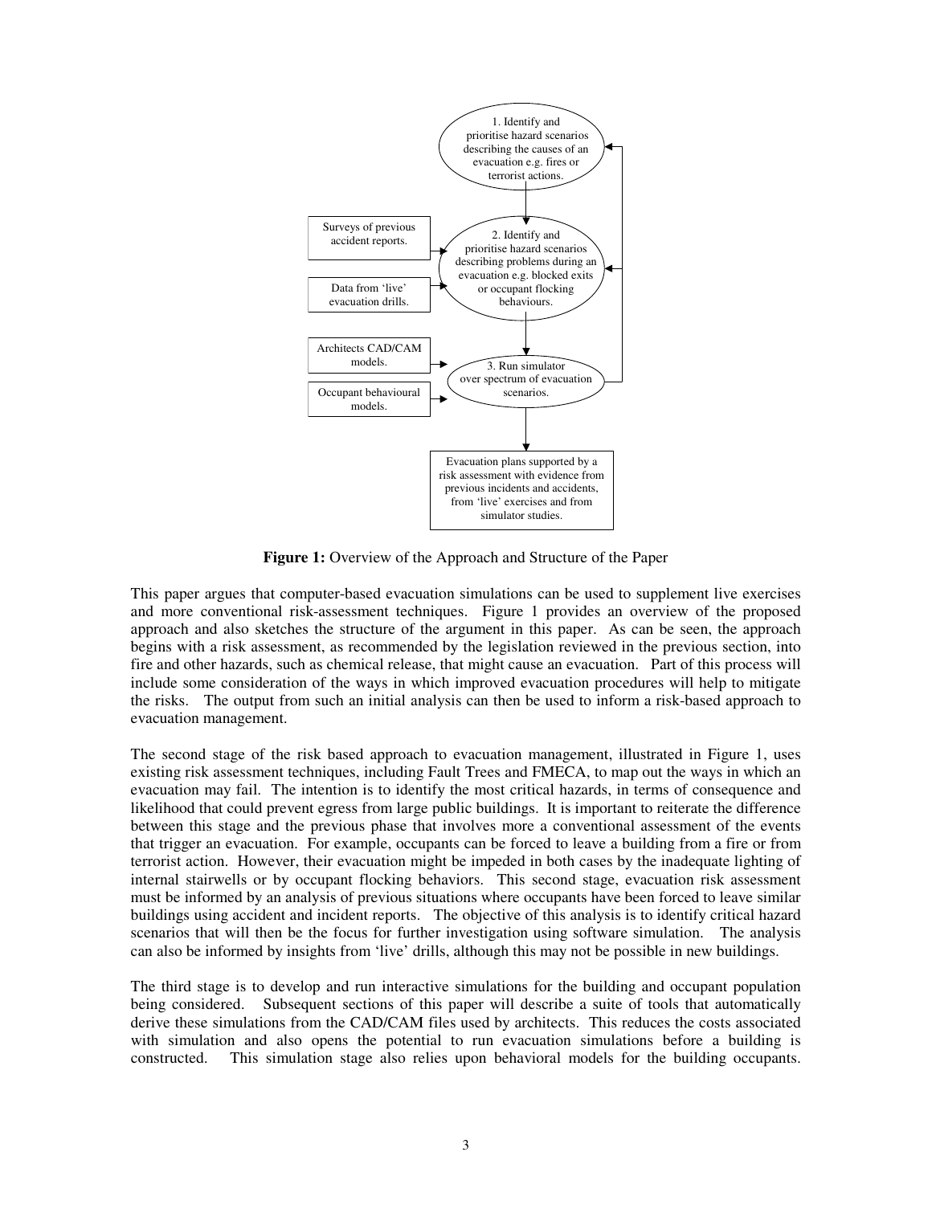1. Identify and prioritise hazard scenarios describing the causes of an evacuation e.g. fires or terrorist actions.

Surveys of previous accident reports.

2. Identify and prioritise hazard scenarios describing problems during an evacuation e.g. blocked exits or occupant flocking behaviours.

Data from 'live' evacuation drills.

Architects CAD/CAM models.

3. Run simulator over spectrum of evacuation scenarios.

Occupant behavioural models.

Evacuation plans supported by a risk assessment with evidence from previous incidents and accidents, from 'live' exercises and from simulator studies.

**Figure 1:** Overview of the Approach and Structure of the Paper

This paper argues that computer-based evacuation simulations can be used to supplement live exercises and more conventional risk-assessment techniques. Figure 1 provides an overview of the proposed approach and also sketches the structure of the argument in this paper. As can be seen, the approach begins with a risk assessment, as recommended by the legislation reviewed in the previous section, into fire and other hazards, such as chemical release, that might cause an evacuation. Part of this process will include some consideration of the ways in which improved evacuation procedures will help to mitigate the risks. The output from such an initial analysis can then be used to inform a risk-based approach to evacuation management.

The second stage of the risk based approach to evacuation management, illustrated in Figure 1, uses existing risk assessment techniques, including Fault Trees and FMECA, to map out the ways in which an evacuation may fail. The intention is to identify the most critical hazards, in terms of consequence and likelihood that could prevent egress from large public buildings. It is important to reiterate the difference between this stage and the previous phase that involves more a conventional assessment of the events that trigger an evacuation. For example, occupants can be forced to leave a building from a fire or from terrorist action. However, their evacuation might be impeded in both cases by the inadequate lighting of internal stairwells or by occupant flocking behaviors. This second stage, evacuation risk assessment must be informed by an analysis of previous situations where occupants have been forced to leave similar buildings using accident and incident reports. The objective of this analysis is to identify critical hazard scenarios that will then be the focus for further investigation using software simulation. The analysis can also be informed by insights from 'live' drills, although this may not be possible in new buildings.

The third stage is to develop and run interactive simulations for the building and occupant population being considered. Subsequent sections of this paper will describe a suite of tools that automatically derive these simulations from the CAD/CAM files used by architects. This reduces the costs associated with simulation and also opens the potential to run evacuation simulations before a building is constructed. This simulation stage also relies upon behavioral models for the building occupants.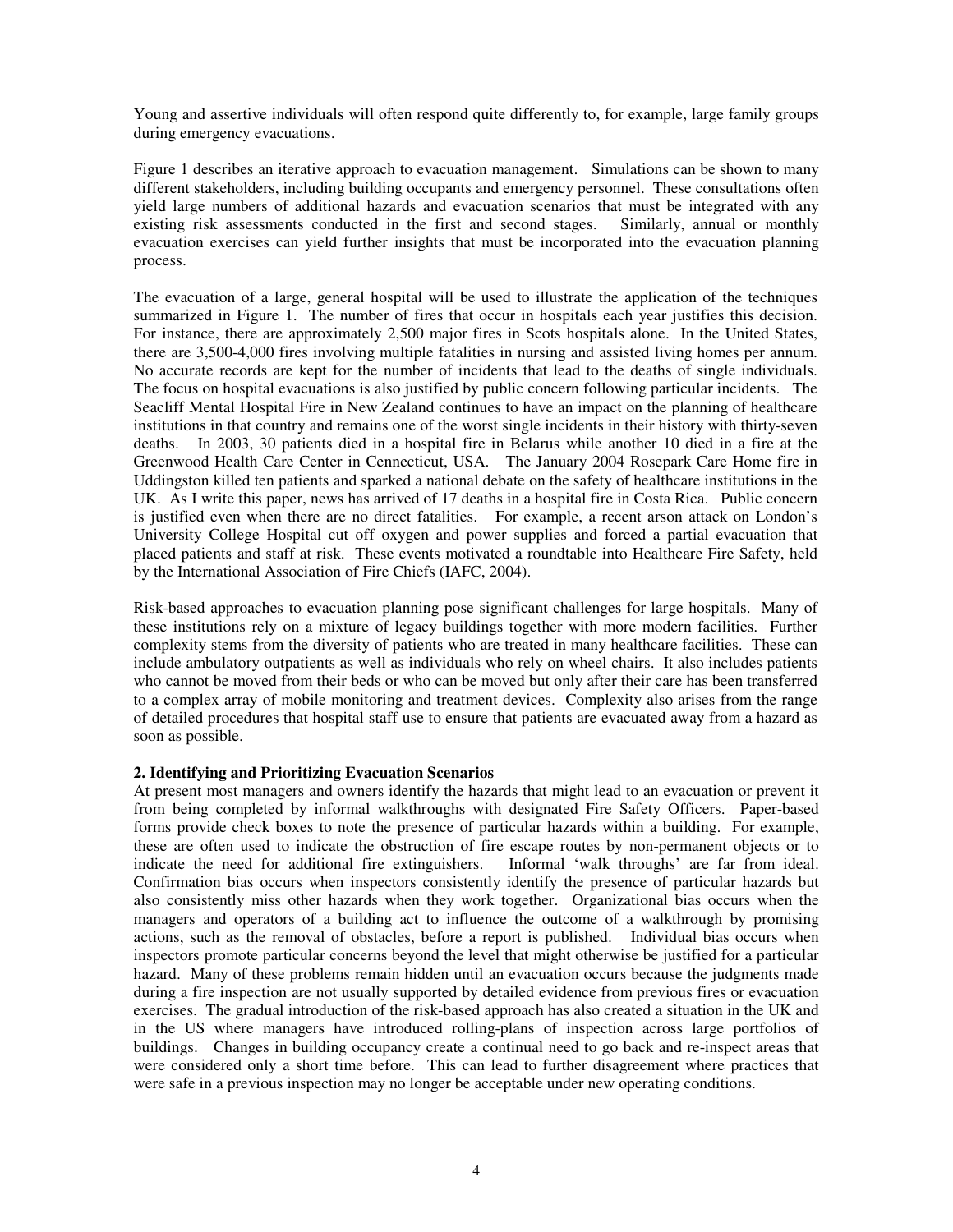Young and assertive individuals will often respond quite differently to, for example, large family groups during emergency evacuations.

Figure 1 describes an iterative approach to evacuation management. Simulations can be shown to many different stakeholders, including building occupants and emergency personnel. These consultations often yield large numbers of additional hazards and evacuation scenarios that must be integrated with any existing risk assessments conducted in the first and second stages. Similarly, annual or monthly evacuation exercises can yield further insights that must be incorporated into the evacuation planning process.

The evacuation of a large, general hospital will be used to illustrate the application of the techniques summarized in Figure 1. The number of fires that occur in hospitals each year justifies this decision. For instance, there are approximately 2,500 major fires in Scots hospitals alone. In the United States, there are 3,500-4,000 fires involving multiple fatalities in nursing and assisted living homes per annum. No accurate records are kept for the number of incidents that lead to the deaths of single individuals. The focus on hospital evacuations is also justified by public concern following particular incidents. The Seacliff Mental Hospital Fire in New Zealand continues to have an impact on the planning of healthcare institutions in that country and remains one of the worst single incidents in their history with thirty-seven deaths. In 2003, 30 patients died in a hospital fire in Belarus while another 10 died in a fire at the Greenwood Health Care Center in Cennecticut, USA. The January 2004 Rosepark Care Home fire in Uddingston killed ten patients and sparked a national debate on the safety of healthcare institutions in the UK. As I write this paper, news has arrived of 17 deaths in a hospital fire in Costa Rica. Public concern is justified even when there are no direct fatalities. For example, a recent arson attack on London's University College Hospital cut off oxygen and power supplies and forced a partial evacuation that placed patients and staff at risk. These events motivated a roundtable into Healthcare Fire Safety, held by the International Association of Fire Chiefs (IAFC, 2004).

Risk-based approaches to evacuation planning pose significant challenges for large hospitals. Many of these institutions rely on a mixture of legacy buildings together with more modern facilities. Further complexity stems from the diversity of patients who are treated in many healthcare facilities. These can include ambulatory outpatients as well as individuals who rely on wheel chairs. It also includes patients who cannot be moved from their beds or who can be moved but only after their care has been transferred to a complex array of mobile monitoring and treatment devices. Complexity also arises from the range of detailed procedures that hospital staff use to ensure that patients are evacuated away from a hazard as soon as possible.

## 2. Identifying and Prioritizing Evacuation Scenarios

At present most managers and owners identify the hazards that might lead to an evacuation or prevent it from being completed by informal walkthroughs with designated Fire Safety Officers. Paper-based forms provide check boxes to note the presence of particular hazards within a building. For example, these are often used to indicate the obstruction of fire escape routes by non-permanent objects or to indicate the need for additional fire extinguishers. Informal 'walk throughs' are far from ideal. Confirmation bias occurs when inspectors consistently identify the presence of particular hazards but also consistently miss other hazards when they work together. Organizational bias occurs when the managers and operators of a building act to influence the outcome of a walkthrough by promising actions, such as the removal of obstacles, before a report is published. Individual bias occurs when inspectors promote particular concerns beyond the level that might otherwise be justified for a particular hazard. Many of these problems remain hidden until an evacuation occurs because the judgments made during a fire inspection are not usually supported by detailed evidence from previous fires or evacuation exercises. The gradual introduction of the risk-based approach has also created a situation in the UK and in the US where managers have introduced rolling-plans of inspection across large portfolios of buildings. Changes in building occupancy create a continual need to go back and re-inspect areas that were considered only a short time before. This can lead to further disagreement where practices that were safe in a previous inspection may no longer be acceptable under new operating conditions.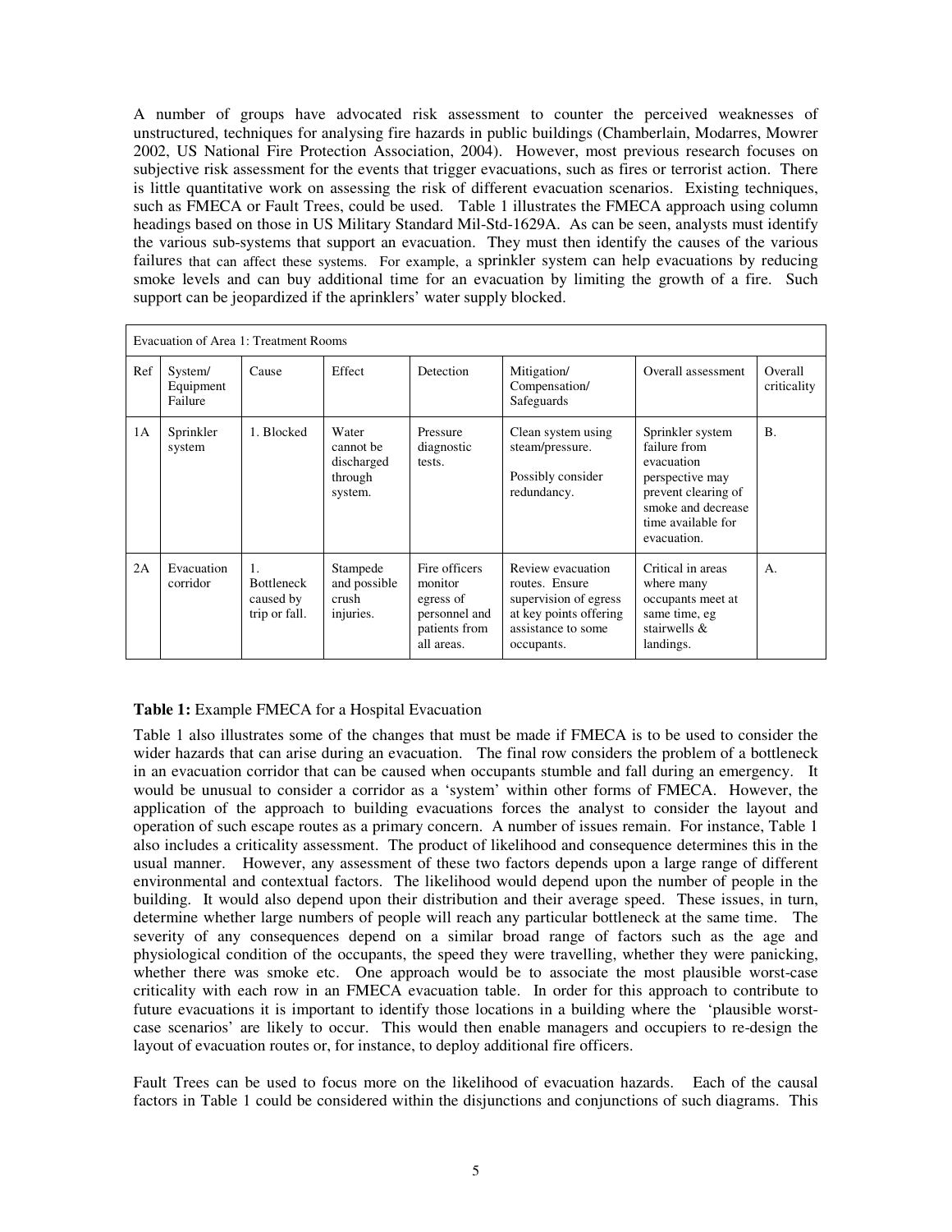A number of groups have advocated risk assessment to counter the perceived weaknesses of unstructured, techniques for analysing fire hazards in public buildings (Chamberlain, Modarres, Mowrer 2002, US National Fire Protection Association, 2004). However, most previous research focuses on subjective risk assessment for the events that trigger evacuations, such as fires or terrorist action. There is little quantitative work on assessing the risk of different evacuation scenarios. Existing techniques, such as FMECA or Fault Trees, could be used. Table 1 illustrates the FMECA approach using column headings based on those in US Military Standard Mil-Std-1629A. As can be seen, analysts must identify the various sub-systems that support an evacuation. They must then identify the causes of the various failures that can affect these systems. For example, a sprinkler system can help evacuations by reducing smoke levels and can buy additional time for an evacuation by limiting the growth of a fire. Such support can be jeopardized if the aprinklers' water supply blocked.

| Evacuation of Area 1: Treatment Rooms | | | | | | | |
|---|---|---|---|---|---|---|---|
| Ref | System/ Equipment Failure | Cause | Effect | Detection | Mitigation/ Compensation/ Safeguards | Overall assessment | Overall criticality |
| 1A | Sprinkler system | 1. Blocked | Water cannot be discharged through system. | Pressure diagnostic tests. | Clean system using steam/pressure. Possibly consider redundancy. | Sprinkler system failure from evacuation perspective may prevent clearing of smoke and decrease time available for evacuation. | B. |
| 2A | Evacuation corridor | 1. Bottleneck caused by trip or fall. | Stampede and possible crush injuries. | Fire officers monitor egress of personnel and patients from all areas. | Review evacuation routes. Ensure supervision of egress at key points offering assistance to some occupants. | Critical in areas where many occupants meet at same time, eg stairwells & landings. | A. |

**Table 1:** Example FMECA for a Hospital Evacuation

Table 1 also illustrates some of the changes that must be made if FMECA is to be used to consider the wider hazards that can arise during an evacuation. The final row considers the problem of a bottleneck in an evacuation corridor that can be caused when occupants stumble and fall during an emergency. It would be unusual to consider a corridor as a 'system' within other forms of FMECA. However, the application of the approach to building evacuations forces the analyst to consider the layout and operation of such escape routes as a primary concern. A number of issues remain. For instance, Table 1 also includes a criticality assessment. The product of likelihood and consequence determines this in the usual manner. However, any assessment of these two factors depends upon a large range of different environmental and contextual factors. The likelihood would depend upon the number of people in the building. It would also depend upon their distribution and their average speed. These issues, in turn, determine whether large numbers of people will reach any particular bottleneck at the same time. The severity of any consequences depend on a similar broad range of factors such as the age and physiological condition of the occupants, the speed they were travelling, whether they were panicking, whether there was smoke etc. One approach would be to associate the most plausible worst-case criticality with each row in an FMECA evacuation table. In order for this approach to contribute to future evacuations it is important to identify those locations in a building where the 'plausible worst-case scenarios' are likely to occur. This would then enable managers and occupiers to re-design the layout of evacuation routes or, for instance, to deploy additional fire officers.

Fault Trees can be used to focus more on the likelihood of evacuation hazards. Each of the causal factors in Table 1 could be considered within the disjunctions and conjunctions of such diagrams. This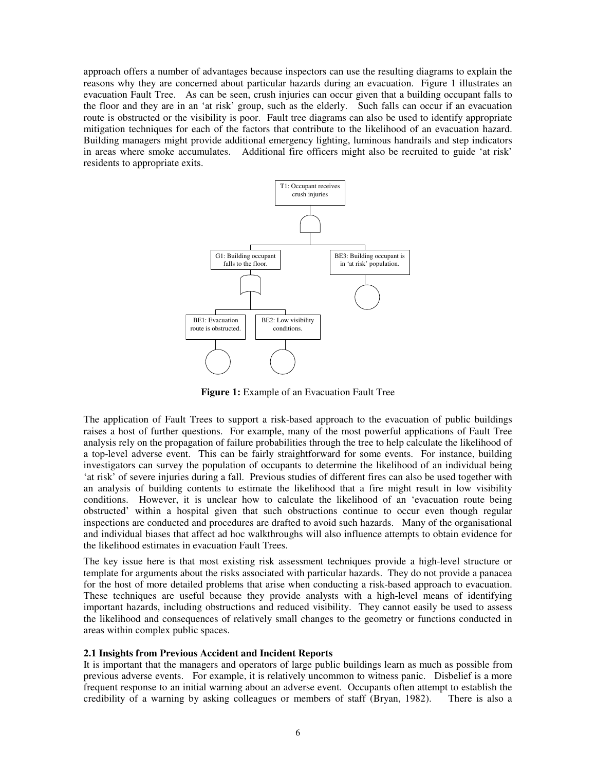approach offers a number of advantages because inspectors can use the resulting diagrams to explain the reasons why they are concerned about particular hazards during an evacuation. Figure 1 illustrates an evacuation Fault Tree. As can be seen, crush injuries can occur given that a building occupant falls to the floor and they are in an 'at risk' group, such as the elderly. Such falls can occur if an evacuation route is obstructed or the visibility is poor. Fault tree diagrams can also be used to identify appropriate mitigation techniques for each of the factors that contribute to the likelihood of an evacuation hazard. Building managers might provide additional emergency lighting, luminous handrails and step indicators in areas where smoke accumulates. Additional fire officers might also be recruited to guide 'at risk' residents to appropriate exits.

T1: Occupant receives crush injuries

G1: Building occupant falls to the floor.

BE3: Building occupant is in 'at risk' population.

BE1: Evacuation route is obstructed.

BE2: Low visibility conditions.

**Figure 1:** Example of an Evacuation Fault Tree

The application of Fault Trees to support a risk-based approach to the evacuation of public buildings raises a host of further questions. For example, many of the most powerful applications of Fault Tree analysis rely on the propagation of failure probabilities through the tree to help calculate the likelihood of a top-level adverse event. This can be fairly straightforward for some events. For instance, building investigators can survey the population of occupants to determine the likelihood of an individual being 'at risk' of severe injuries during a fall. Previous studies of different fires can also be used together with an analysis of building contents to estimate the likelihood that a fire might result in low visibility conditions. However, it is unclear how to calculate the likelihood of an 'evacuation route being obstructed' within a hospital given that such obstructions continue to occur even though regular inspections are conducted and procedures are drafted to avoid such hazards. Many of the organisational and individual biases that affect ad hoc walkthroughs will also influence attempts to obtain evidence for the likelihood estimates in evacuation Fault Trees.

The key issue here is that most existing risk assessment techniques provide a high-level structure or template for arguments about the risks associated with particular hazards. They do not provide a panacea for the host of more detailed problems that arise when conducting a risk-based approach to evacuation. These techniques are useful because they provide analysts with a high-level means of identifying important hazards, including obstructions and reduced visibility. They cannot easily be used to assess the likelihood and consequences of relatively small changes to the geometry or functions conducted in areas within complex public spaces.

### 2.1 Insights from Previous Accident and Incident Reports

It is important that the managers and operators of large public buildings learn as much as possible from previous adverse events. For example, it is relatively uncommon to witness panic. Disbelief is a more frequent response to an initial warning about an adverse event. Occupants often attempt to establish the credibility of a warning by asking colleagues or members of staff (Bryan, 1982). There is also a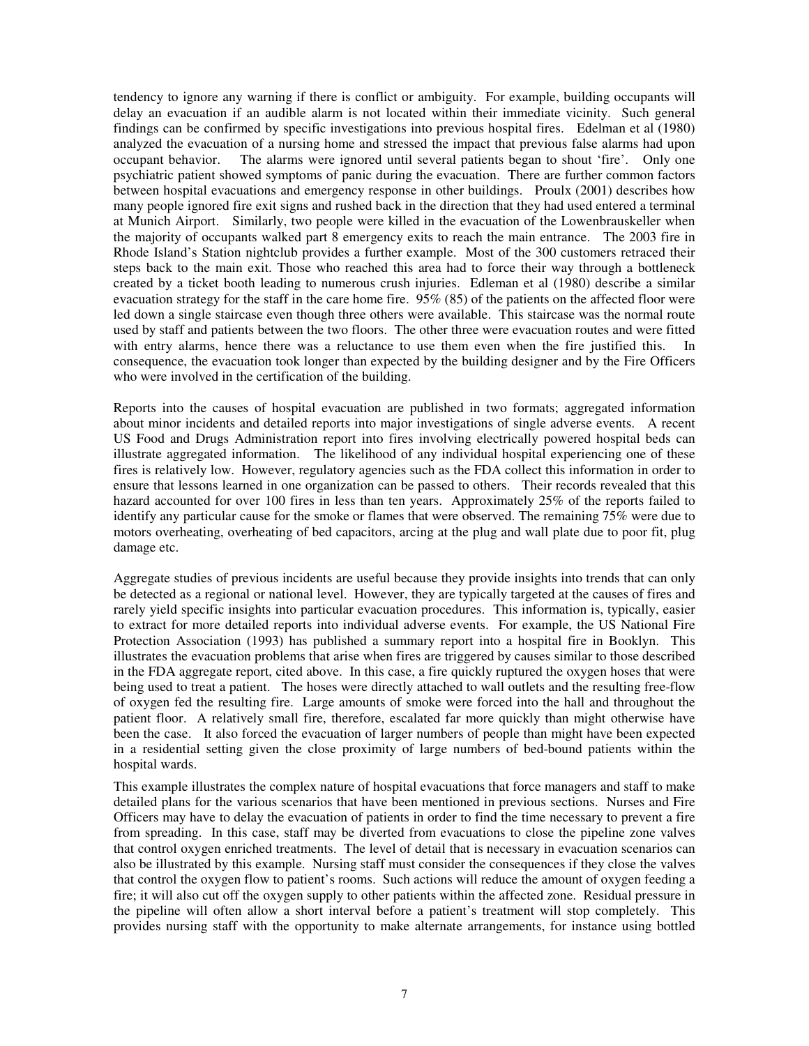tendency to ignore any warning if there is conflict or ambiguity. For example, building occupants will delay an evacuation if an audible alarm is not located within their immediate vicinity. Such general findings can be confirmed by specific investigations into previous hospital fires. Edelman et al (1980) analyzed the evacuation of a nursing home and stressed the impact that previous false alarms had upon occupant behavior. The alarms were ignored until several patients began to shout 'fire'. Only one psychiatric patient showed symptoms of panic during the evacuation. There are further common factors between hospital evacuations and emergency response in other buildings. Proulx (2001) describes how many people ignored fire exit signs and rushed back in the direction that they had used entered a terminal at Munich Airport. Similarly, two people were killed in the evacuation of the Lowenbrauskeller when the majority of occupants walked part 8 emergency exits to reach the main entrance. The 2003 fire in Rhode Island's Station nightclub provides a further example. Most of the 300 customers retraced their steps back to the main exit. Those who reached this area had to force their way through a bottleneck created by a ticket booth leading to numerous crush injuries. Edleman et al (1980) describe a similar evacuation strategy for the staff in the care home fire. 95% (85) of the patients on the affected floor were led down a single staircase even though three others were available. This staircase was the normal route used by staff and patients between the two floors. The other three were evacuation routes and were fitted with entry alarms, hence there was a reluctance to use them even when the fire justified this. In consequence, the evacuation took longer than expected by the building designer and by the Fire Officers who were involved in the certification of the building.

Reports into the causes of hospital evacuation are published in two formats; aggregated information about minor incidents and detailed reports into major investigations of single adverse events. A recent US Food and Drugs Administration report into fires involving electrically powered hospital beds can illustrate aggregated information. The likelihood of any individual hospital experiencing one of these fires is relatively low. However, regulatory agencies such as the FDA collect this information in order to ensure that lessons learned in one organization can be passed to others. Their records revealed that this hazard accounted for over 100 fires in less than ten years. Approximately 25% of the reports failed to identify any particular cause for the smoke or flames that were observed. The remaining 75% were due to motors overheating, overheating of bed capacitors, arcing at the plug and wall plate due to poor fit, plug damage etc.

Aggregate studies of previous incidents are useful because they provide insights into trends that can only be detected as a regional or national level. However, they are typically targeted at the causes of fires and rarely yield specific insights into particular evacuation procedures. This information is, typically, easier to extract for more detailed reports into individual adverse events. For example, the US National Fire Protection Association (1993) has published a summary report into a hospital fire in Booklyn. This illustrates the evacuation problems that arise when fires are triggered by causes similar to those described in the FDA aggregate report, cited above. In this case, a fire quickly ruptured the oxygen hoses that were being used to treat a patient. The hoses were directly attached to wall outlets and the resulting free-flow of oxygen fed the resulting fire. Large amounts of smoke were forced into the hall and throughout the patient floor. A relatively small fire, therefore, escalated far more quickly than might otherwise have been the case. It also forced the evacuation of larger numbers of people than might have been expected in a residential setting given the close proximity of large numbers of bed-bound patients within the hospital wards.

This example illustrates the complex nature of hospital evacuations that force managers and staff to make detailed plans for the various scenarios that have been mentioned in previous sections. Nurses and Fire Officers may have to delay the evacuation of patients in order to find the time necessary to prevent a fire from spreading. In this case, staff may be diverted from evacuations to close the pipeline zone valves that control oxygen enriched treatments. The level of detail that is necessary in evacuation scenarios can also be illustrated by this example. Nursing staff must consider the consequences if they close the valves that control the oxygen flow to patient's rooms. Such actions will reduce the amount of oxygen feeding a fire; it will also cut off the oxygen supply to other patients within the affected zone. Residual pressure in the pipeline will often allow a short interval before a patient's treatment will stop completely. This provides nursing staff with the opportunity to make alternate arrangements, for instance using bottled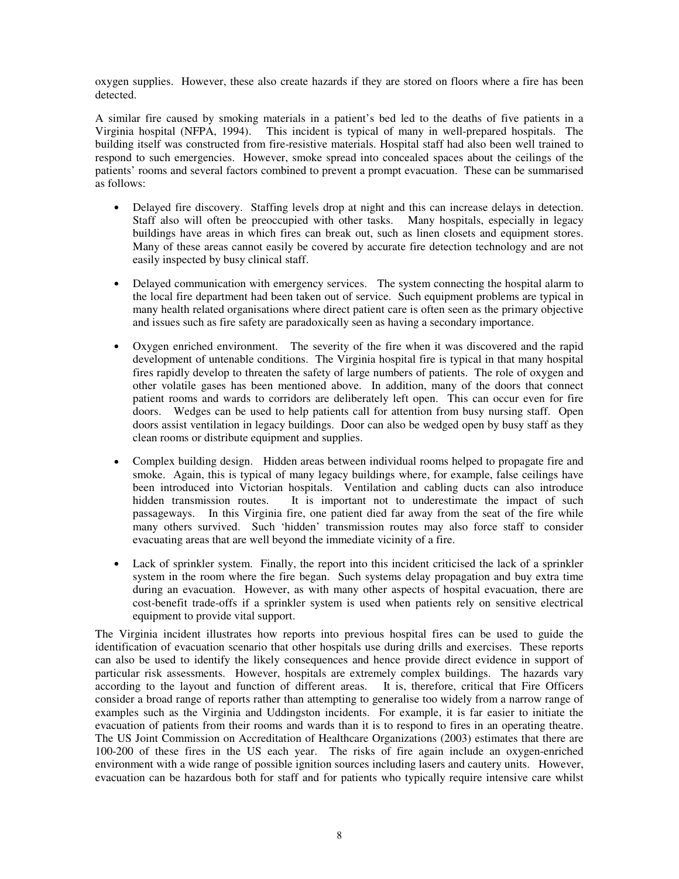oxygen supplies. However, these also create hazards if they are stored on floors where a fire has been detected.

A similar fire caused by smoking materials in a patient's bed led to the deaths of five patients in a Virginia hospital (NFPA, 1994). This incident is typical of many in well-prepared hospitals. The building itself was constructed from fire-resistive materials. Hospital staff had also been well trained to respond to such emergencies. However, smoke spread into concealed spaces about the ceilings of the patients' rooms and several factors combined to prevent a prompt evacuation. These can be summarised as follows:

- Delayed fire discovery. Staffing levels drop at night and this can increase delays in detection. Staff also will often be preoccupied with other tasks. Many hospitals, especially in legacy buildings have areas in which fires can break out, such as linen closets and equipment stores. Many of these areas cannot easily be covered by accurate fire detection technology and are not easily inspected by busy clinical staff.

- Delayed communication with emergency services. The system connecting the hospital alarm to the local fire department had been taken out of service. Such equipment problems are typical in many health related organisations where direct patient care is often seen as the primary objective and issues such as fire safety are paradoxically seen as having a secondary importance.

- Oxygen enriched environment. The severity of the fire when it was discovered and the rapid development of untenable conditions. The Virginia hospital fire is typical in that many hospital fires rapidly develop to threaten the safety of large numbers of patients. The role of oxygen and other volatile gases has been mentioned above. In addition, many of the doors that connect patient rooms and wards to corridors are deliberately left open. This can occur even for fire doors. Wedges can be used to help patients call for attention from busy nursing staff. Open doors assist ventilation in legacy buildings. Door can also be wedged open by busy staff as they clean rooms or distribute equipment and supplies.

- Complex building design. Hidden areas between individual rooms helped to propagate fire and smoke. Again, this is typical of many legacy buildings where, for example, false ceilings have been introduced into Victorian hospitals. Ventilation and cabling ducts can also introduce hidden transmission routes. It is important not to underestimate the impact of such passageways. In this Virginia fire, one patient died far away from the seat of the fire while many others survived. Such 'hidden' transmission routes may also force staff to consider evacuating areas that are well beyond the immediate vicinity of a fire.

- Lack of sprinkler system. Finally, the report into this incident criticised the lack of a sprinkler system in the room where the fire began. Such systems delay propagation and buy extra time during an evacuation. However, as with many other aspects of hospital evacuation, there are cost-benefit trade-offs if a sprinkler system is used when patients rely on sensitive electrical equipment to provide vital support.

The Virginia incident illustrates how reports into previous hospital fires can be used to guide the identification of evacuation scenario that other hospitals use during drills and exercises. These reports can also be used to identify the likely consequences and hence provide direct evidence in support of particular risk assessments. However, hospitals are extremely complex buildings. The hazards vary according to the layout and function of different areas. It is, therefore, critical that Fire Officers consider a broad range of reports rather than attempting to generalise too widely from a narrow range of examples such as the Virginia and Uddingston incidents. For example, it is far easier to initiate the evacuation of patients from their rooms and wards than it is to respond to fires in an operating theatre. The US Joint Commission on Accreditation of Healthcare Organizations (2003) estimates that there are 100-200 of these fires in the US each year. The risks of fire again include an oxygen-enriched environment with a wide range of possible ignition sources including lasers and cautery units. However, evacuation can be hazardous both for staff and for patients who typically require intensive care whilst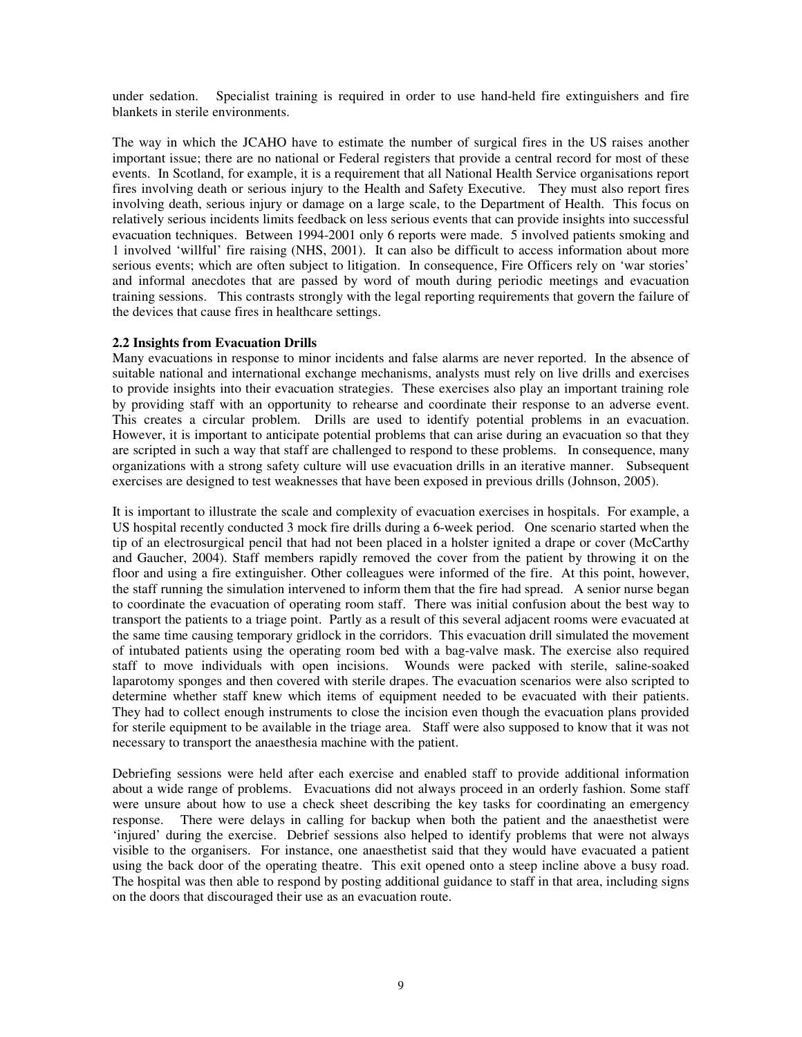under sedation. Specialist training is required in order to use hand-held fire extinguishers and fire blankets in sterile environments.

The way in which the JCAHO have to estimate the number of surgical fires in the US raises another important issue; there are no national or Federal registers that provide a central record for most of these events. In Scotland, for example, it is a requirement that all National Health Service organisations report fires involving death or serious injury to the Health and Safety Executive. They must also report fires involving death, serious injury or damage on a large scale, to the Department of Health. This focus on relatively serious incidents limits feedback on less serious events that can provide insights into successful evacuation techniques. Between 1994-2001 only 6 reports were made. 5 involved patients smoking and 1 involved 'willful' fire raising (NHS, 2001). It can also be difficult to access information about more serious events; which are often subject to litigation. In consequence, Fire Officers rely on 'war stories' and informal anecdotes that are passed by word of mouth during periodic meetings and evacuation training sessions. This contrasts strongly with the legal reporting requirements that govern the failure of the devices that cause fires in healthcare settings.

### 2.2 Insights from Evacuation Drills

Many evacuations in response to minor incidents and false alarms are never reported. In the absence of suitable national and international exchange mechanisms, analysts must rely on live drills and exercises to provide insights into their evacuation strategies. These exercises also play an important training role by providing staff with an opportunity to rehearse and coordinate their response to an adverse event. This creates a circular problem. Drills are used to identify potential problems in an evacuation. However, it is important to anticipate potential problems that can arise during an evacuation so that they are scripted in such a way that staff are challenged to respond to these problems. In consequence, many organizations with a strong safety culture will use evacuation drills in an iterative manner. Subsequent exercises are designed to test weaknesses that have been exposed in previous drills (Johnson, 2005).

It is important to illustrate the scale and complexity of evacuation exercises in hospitals. For example, a US hospital recently conducted 3 mock fire drills during a 6-week period. One scenario started when the tip of an electrosurgical pencil that had not been placed in a holster ignited a drape or cover (McCarthy and Gaucher, 2004). Staff members rapidly removed the cover from the patient by throwing it on the floor and using a fire extinguisher. Other colleagues were informed of the fire. At this point, however, the staff running the simulation intervened to inform them that the fire had spread. A senior nurse began to coordinate the evacuation of operating room staff. There was initial confusion about the best way to transport the patients to a triage point. Partly as a result of this several adjacent rooms were evacuated at the same time causing temporary gridlock in the corridors. This evacuation drill simulated the movement of intubated patients using the operating room bed with a bag-valve mask. The exercise also required staff to move individuals with open incisions. Wounds were packed with sterile, saline-soaked laparotomy sponges and then covered with sterile drapes. The evacuation scenarios were also scripted to determine whether staff knew which items of equipment needed to be evacuated with their patients. They had to collect enough instruments to close the incision even though the evacuation plans provided for sterile equipment to be available in the triage area. Staff were also supposed to know that it was not necessary to transport the anaesthesia machine with the patient.

Debriefing sessions were held after each exercise and enabled staff to provide additional information about a wide range of problems. Evacuations did not always proceed in an orderly fashion. Some staff were unsure about how to use a check sheet describing the key tasks for coordinating an emergency response. There were delays in calling for backup when both the patient and the anaesthetist were 'injured' during the exercise. Debrief sessions also helped to identify problems that were not always visible to the organisers. For instance, one anaesthetist said that they would have evacuated a patient using the back door of the operating theatre. This exit opened onto a steep incline above a busy road. The hospital was then able to respond by posting additional guidance to staff in that area, including signs on the doors that discouraged their use as an evacuation route.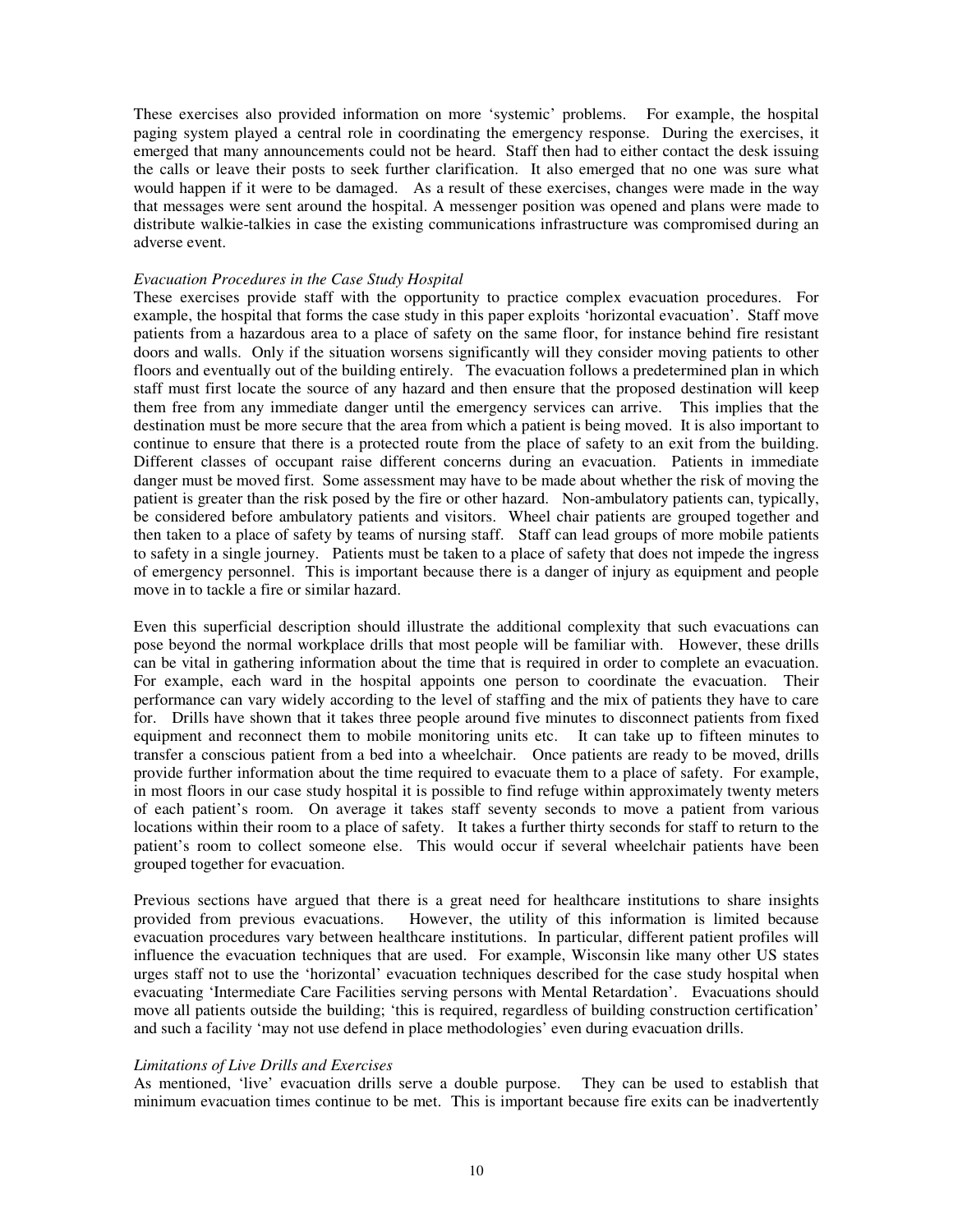These exercises also provided information on more 'systemic' problems. For example, the hospital paging system played a central role in coordinating the emergency response. During the exercises, it emerged that many announcements could not be heard. Staff then had to either contact the desk issuing the calls or leave their posts to seek further clarification. It also emerged that no one was sure what would happen if it were to be damaged. As a result of these exercises, changes were made in the way that messages were sent around the hospital. A messenger position was opened and plans were made to distribute walkie-talkies in case the existing communications infrastructure was compromised during an adverse event.

*Evacuation Procedures in the Case Study Hospital*

These exercises provide staff with the opportunity to practice complex evacuation procedures. For example, the hospital that forms the case study in this paper exploits 'horizontal evacuation'. Staff move patients from a hazardous area to a place of safety on the same floor, for instance behind fire resistant doors and walls. Only if the situation worsens significantly will they consider moving patients to other floors and eventually out of the building entirely. The evacuation follows a predetermined plan in which staff must first locate the source of any hazard and then ensure that the proposed destination will keep them free from any immediate danger until the emergency services can arrive. This implies that the destination must be more secure that the area from which a patient is being moved. It is also important to continue to ensure that there is a protected route from the place of safety to an exit from the building. Different classes of occupant raise different concerns during an evacuation. Patients in immediate danger must be moved first. Some assessment may have to be made about whether the risk of moving the patient is greater than the risk posed by the fire or other hazard. Non-ambulatory patients can, typically, be considered before ambulatory patients and visitors. Wheel chair patients are grouped together and then taken to a place of safety by teams of nursing staff. Staff can lead groups of more mobile patients to safety in a single journey. Patients must be taken to a place of safety that does not impede the ingress of emergency personnel. This is important because there is a danger of injury as equipment and people move in to tackle a fire or similar hazard.

Even this superficial description should illustrate the additional complexity that such evacuations can pose beyond the normal workplace drills that most people will be familiar with. However, these drills can be vital in gathering information about the time that is required in order to complete an evacuation. For example, each ward in the hospital appoints one person to coordinate the evacuation. Their performance can vary widely according to the level of staffing and the mix of patients they have to care for. Drills have shown that it takes three people around five minutes to disconnect patients from fixed equipment and reconnect them to mobile monitoring units etc. It can take up to fifteen minutes to transfer a conscious patient from a bed into a wheelchair. Once patients are ready to be moved, drills provide further information about the time required to evacuate them to a place of safety. For example, in most floors in our case study hospital it is possible to find refuge within approximately twenty meters of each patient's room. On average it takes staff seventy seconds to move a patient from various locations within their room to a place of safety. It takes a further thirty seconds for staff to return to the patient's room to collect someone else. This would occur if several wheelchair patients have been grouped together for evacuation.

Previous sections have argued that there is a great need for healthcare institutions to share insights provided from previous evacuations. However, the utility of this information is limited because evacuation procedures vary between healthcare institutions. In particular, different patient profiles will influence the evacuation techniques that are used. For example, Wisconsin like many other US states urges staff not to use the 'horizontal' evacuation techniques described for the case study hospital when evacuating 'Intermediate Care Facilities serving persons with Mental Retardation'. Evacuations should move all patients outside the building; 'this is required, regardless of building construction certification' and such a facility 'may not use defend in place methodologies' even during evacuation drills.

*Limitations of Live Drills and Exercises*

As mentioned, 'live' evacuation drills serve a double purpose. They can be used to establish that minimum evacuation times continue to be met. This is important because fire exits can be inadvertently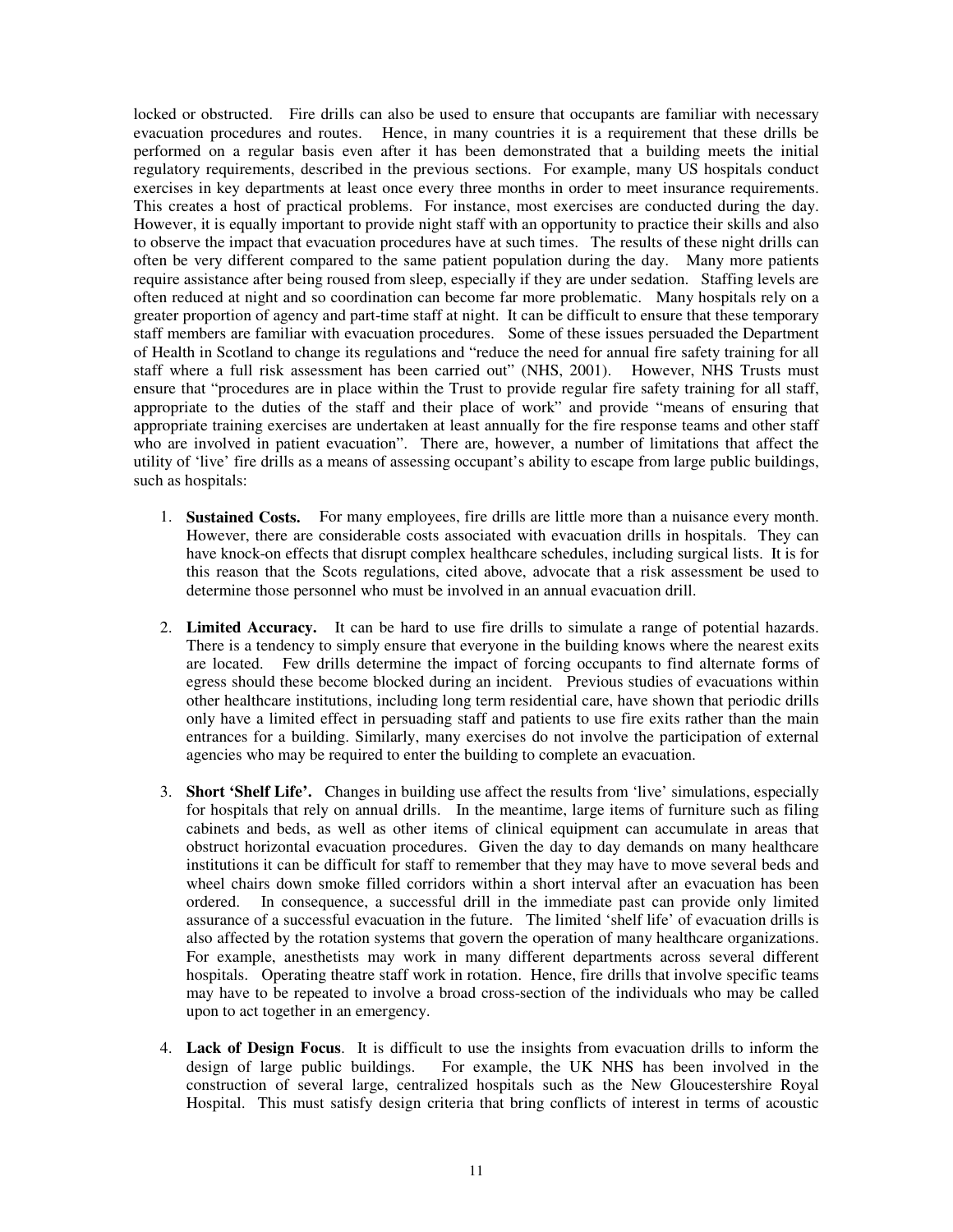locked or obstructed. Fire drills can also be used to ensure that occupants are familiar with necessary evacuation procedures and routes. Hence, in many countries it is a requirement that these drills be performed on a regular basis even after it has been demonstrated that a building meets the initial regulatory requirements, described in the previous sections. For example, many US hospitals conduct exercises in key departments at least once every three months in order to meet insurance requirements. This creates a host of practical problems. For instance, most exercises are conducted during the day. However, it is equally important to provide night staff with an opportunity to practice their skills and also to observe the impact that evacuation procedures have at such times. The results of these night drills can often be very different compared to the same patient population during the day. Many more patients require assistance after being roused from sleep, especially if they are under sedation. Staffing levels are often reduced at night and so coordination can become far more problematic. Many hospitals rely on a greater proportion of agency and part-time staff at night. It can be difficult to ensure that these temporary staff members are familiar with evacuation procedures. Some of these issues persuaded the Department of Health in Scotland to change its regulations and "reduce the need for annual fire safety training for all staff where a full risk assessment has been carried out" (NHS, 2001). However, NHS Trusts must ensure that "procedures are in place within the Trust to provide regular fire safety training for all staff, appropriate to the duties of the staff and their place of work" and provide "means of ensuring that appropriate training exercises are undertaken at least annually for the fire response teams and other staff who are involved in patient evacuation". There are, however, a number of limitations that affect the utility of 'live' fire drills as a means of assessing occupant's ability to escape from large public buildings, such as hospitals:

1. **Sustained Costs.** For many employees, fire drills are little more than a nuisance every month. However, there are considerable costs associated with evacuation drills in hospitals. They can have knock-on effects that disrupt complex healthcare schedules, including surgical lists. It is for this reason that the Scots regulations, cited above, advocate that a risk assessment be used to determine those personnel who must be involved in an annual evacuation drill.

2. **Limited Accuracy.** It can be hard to use fire drills to simulate a range of potential hazards. There is a tendency to simply ensure that everyone in the building knows where the nearest exits are located. Few drills determine the impact of forcing occupants to find alternate forms of egress should these become blocked during an incident. Previous studies of evacuations within other healthcare institutions, including long term residential care, have shown that periodic drills only have a limited effect in persuading staff and patients to use fire exits rather than the main entrances for a building. Similarly, many exercises do not involve the participation of external agencies who may be required to enter the building to complete an evacuation.

3. **Short 'Shelf Life'.** Changes in building use affect the results from 'live' simulations, especially for hospitals that rely on annual drills. In the meantime, large items of furniture such as filing cabinets and beds, as well as other items of clinical equipment can accumulate in areas that obstruct horizontal evacuation procedures. Given the day to day demands on many healthcare institutions it can be difficult for staff to remember that they may have to move several beds and wheel chairs down smoke filled corridors within a short interval after an evacuation has been ordered. In consequence, a successful drill in the immediate past can provide only limited assurance of a successful evacuation in the future. The limited 'shelf life' of evacuation drills is also affected by the rotation systems that govern the operation of many healthcare organizations. For example, anesthetists may work in many different departments across several different hospitals. Operating theatre staff work in rotation. Hence, fire drills that involve specific teams may have to be repeated to involve a broad cross-section of the individuals who may be called upon to act together in an emergency.

4. **Lack of Design Focus**. It is difficult to use the insights from evacuation drills to inform the design of large public buildings. For example, the UK NHS has been involved in the construction of several large, centralized hospitals such as the New Gloucestershire Royal Hospital. This must satisfy design criteria that bring conflicts of interest in terms of acoustic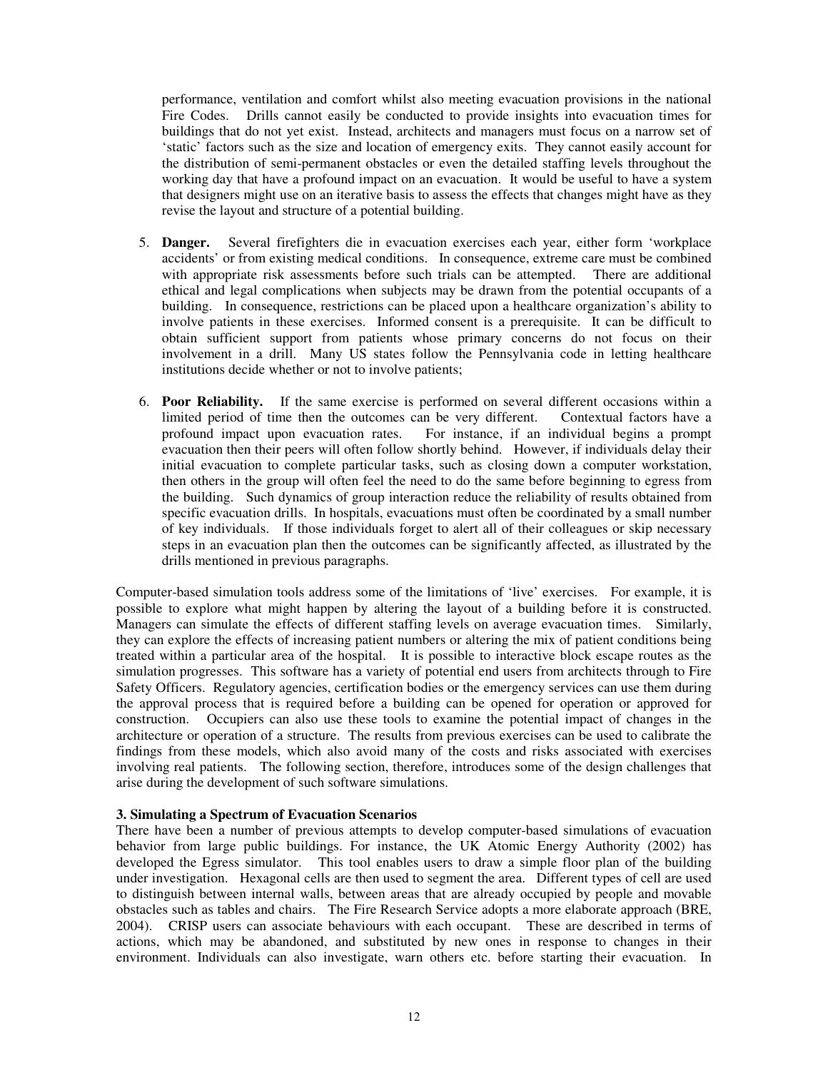performance, ventilation and comfort whilst also meeting evacuation provisions in the national Fire Codes. Drills cannot easily be conducted to provide insights into evacuation times for buildings that do not yet exist. Instead, architects and managers must focus on a narrow set of 'static' factors such as the size and location of emergency exits. They cannot easily account for the distribution of semi-permanent obstacles or even the detailed staffing levels throughout the working day that have a profound impact on an evacuation. It would be useful to have a system that designers might use on an iterative basis to assess the effects that changes might have as they revise the layout and structure of a potential building.

5. **Danger.** Several firefighters die in evacuation exercises each year, either form 'workplace accidents' or from existing medical conditions. In consequence, extreme care must be combined with appropriate risk assessments before such trials can be attempted. There are additional ethical and legal complications when subjects may be drawn from the potential occupants of a building. In consequence, restrictions can be placed upon a healthcare organization's ability to involve patients in these exercises. Informed consent is a prerequisite. It can be difficult to obtain sufficient support from patients whose primary concerns do not focus on their involvement in a drill. Many US states follow the Pennsylvania code in letting healthcare institutions decide whether or not to involve patients;

6. **Poor Reliability.** If the same exercise is performed on several different occasions within a limited period of time then the outcomes can be very different. Contextual factors have a profound impact upon evacuation rates. For instance, if an individual begins a prompt evacuation then their peers will often follow shortly behind. However, if individuals delay their initial evacuation to complete particular tasks, such as closing down a computer workstation, then others in the group will often feel the need to do the same before beginning to egress from the building. Such dynamics of group interaction reduce the reliability of results obtained from specific evacuation drills. In hospitals, evacuations must often be coordinated by a small number of key individuals. If those individuals forget to alert all of their colleagues or skip necessary steps in an evacuation plan then the outcomes can be significantly affected, as illustrated by the drills mentioned in previous paragraphs.

Computer-based simulation tools address some of the limitations of 'live' exercises. For example, it is possible to explore what might happen by altering the layout of a building before it is constructed. Managers can simulate the effects of different staffing levels on average evacuation times. Similarly, they can explore the effects of increasing patient numbers or altering the mix of patient conditions being treated within a particular area of the hospital. It is possible to interactive block escape routes as the simulation progresses. This software has a variety of potential end users from architects through to Fire Safety Officers. Regulatory agencies, certification bodies or the emergency services can use them during the approval process that is required before a building can be opened for operation or approved for construction. Occupiers can also use these tools to examine the potential impact of changes in the architecture or operation of a structure. The results from previous exercises can be used to calibrate the findings from these models, which also avoid many of the costs and risks associated with exercises involving real patients. The following section, therefore, introduces some of the design challenges that arise during the development of such software simulations.

### 3. Simulating a Spectrum of Evacuation Scenarios

There have been a number of previous attempts to develop computer-based simulations of evacuation behavior from large public buildings. For instance, the UK Atomic Energy Authority (2002) has developed the Egress simulator. This tool enables users to draw a simple floor plan of the building under investigation. Hexagonal cells are then used to segment the area. Different types of cell are used to distinguish between internal walls, between areas that are already occupied by people and movable obstacles such as tables and chairs. The Fire Research Service adopts a more elaborate approach (BRE, 2004). CRISP users can associate behaviours with each occupant. These are described in terms of actions, which may be abandoned, and substituted by new ones in response to changes in their environment. Individuals can also investigate, warn others etc. before starting their evacuation. In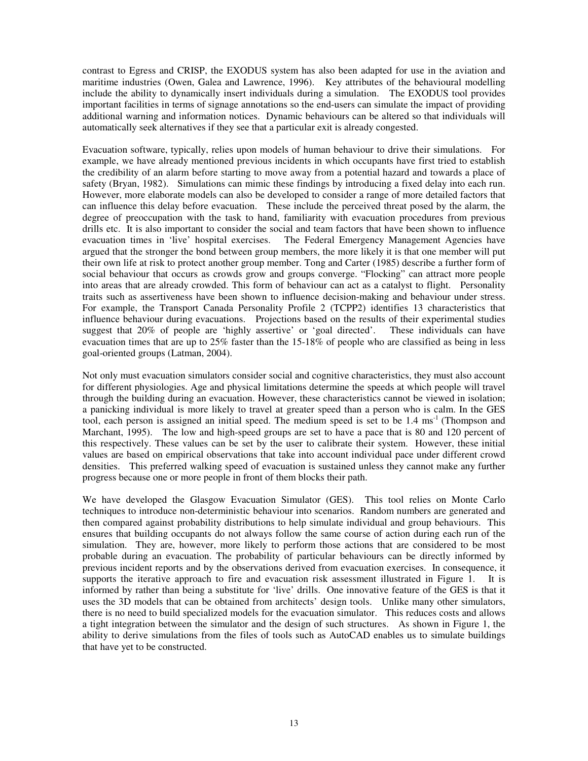contrast to Egress and CRISP, the EXODUS system has also been adapted for use in the aviation and maritime industries (Owen, Galea and Lawrence, 1996). Key attributes of the behavioural modelling include the ability to dynamically insert individuals during a simulation. The EXODUS tool provides important facilities in terms of signage annotations so the end-users can simulate the impact of providing additional warning and information notices. Dynamic behaviours can be altered so that individuals will automatically seek alternatives if they see that a particular exit is already congested.

Evacuation software, typically, relies upon models of human behaviour to drive their simulations. For example, we have already mentioned previous incidents in which occupants have first tried to establish the credibility of an alarm before starting to move away from a potential hazard and towards a place of safety (Bryan, 1982). Simulations can mimic these findings by introducing a fixed delay into each run. However, more elaborate models can also be developed to consider a range of more detailed factors that can influence this delay before evacuation. These include the perceived threat posed by the alarm, the degree of preoccupation with the task to hand, familiarity with evacuation procedures from previous drills etc. It is also important to consider the social and team factors that have been shown to influence evacuation times in 'live' hospital exercises. The Federal Emergency Management Agencies have argued that the stronger the bond between group members, the more likely it is that one member will put their own life at risk to protect another group member. Tong and Carter (1985) describe a further form of social behaviour that occurs as crowds grow and groups converge. "Flocking" can attract more people into areas that are already crowded. This form of behaviour can act as a catalyst to flight. Personality traits such as assertiveness have been shown to influence decision-making and behaviour under stress. For example, the Transport Canada Personality Profile 2 (TCPP2) identifies 13 characteristics that influence behaviour during evacuations. Projections based on the results of their experimental studies suggest that 20% of people are 'highly assertive' or 'goal directed'. These individuals can have evacuation times that are up to 25% faster than the 15-18% of people who are classified as being in less goal-oriented groups (Latman, 2004).

Not only must evacuation simulators consider social and cognitive characteristics, they must also account for different physiologies. Age and physical limitations determine the speeds at which people will travel through the building during an evacuation. However, these characteristics cannot be viewed in isolation; a panicking individual is more likely to travel at greater speed than a person who is calm. In the GES tool, each person is assigned an initial speed. The medium speed is set to be 1.4 $ms^{-1}$ (Thompson and Marchant, 1995). The low and high-speed groups are set to have a pace that is 80 and 120 percent of this respectively. These values can be set by the user to calibrate their system. However, these initial values are based on empirical observations that take into account individual pace under different crowd densities. This preferred walking speed of evacuation is sustained unless they cannot make any further progress because one or more people in front of them blocks their path.

We have developed the Glasgow Evacuation Simulator (GES). This tool relies on Monte Carlo techniques to introduce non-deterministic behaviour into scenarios. Random numbers are generated and then compared against probability distributions to help simulate individual and group behaviours. This ensures that building occupants do not always follow the same course of action during each run of the simulation. They are, however, more likely to perform those actions that are considered to be most probable during an evacuation. The probability of particular behaviours can be directly informed by previous incident reports and by the observations derived from evacuation exercises. In consequence, it supports the iterative approach to fire and evacuation risk assessment illustrated in Figure 1. It is informed by rather than being a substitute for 'live' drills. One innovative feature of the GES is that it uses the 3D models that can be obtained from architects' design tools. Unlike many other simulators, there is no need to build specialized models for the evacuation simulator. This reduces costs and allows a tight integration between the simulator and the design of such structures. As shown in Figure 1, the ability to derive simulations from the files of tools such as AutoCAD enables us to simulate buildings that have yet to be constructed.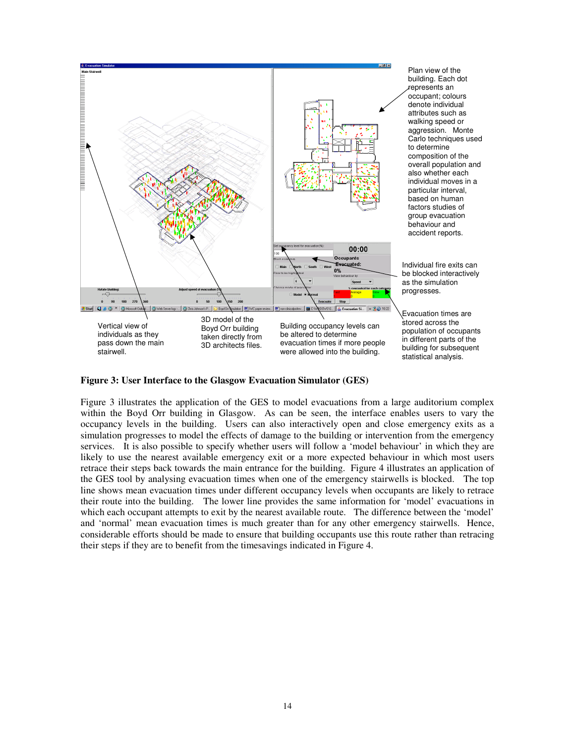Plan view of the building. Each dot represents an occupant; colours denote individual attributes such as walking speed or aggression. Monte Carlo techniques used to determine composition of the overall population and also whether each individual moves in a particular interval, based on human factors studies of group evacuation behaviour and accident reports.

Individual fire exits can be blocked interactively as the simulation progresses.

Evacuation times are stored across the population of occupants in different parts of the building for subsequent statistical analysis.

Vertical view of individuals as they pass down the main stairwell.

3D model of the Boyd Orr building taken directly from 3D architects files.

Building occupancy levels can be altered to determine evacuation times if more people were allowed into the building.

**Figure 3: User Interface to the Glasgow Evacuation Simulator (GES)**

Figure 3 illustrates the application of the GES to model evacuations from a large auditorium complex within the Boyd Orr building in Glasgow. As can be seen, the interface enables users to vary the occupancy levels in the building. Users can also interactively open and close emergency exits as a simulation progresses to model the effects of damage to the building or intervention from the emergency services. It is also possible to specify whether users will follow a 'model behaviour' in which they are likely to use the nearest available emergency exit or a more expected behaviour in which most users retrace their steps back towards the main entrance for the building. Figure 4 illustrates an application of the GES tool by analysing evacuation times when one of the emergency stairwells is blocked. The top line shows mean evacuation times under different occupancy levels when occupants are likely to retrace their route into the building. The lower line provides the same information for 'model' evacuations in which each occupant attempts to exit by the nearest available route. The difference between the 'model' and 'normal' mean evacuation times is much greater than for any other emergency stairwells. Hence, considerable efforts should be made to ensure that building occupants use this route rather than retracing their steps if they are to benefit from the timesavings indicated in Figure 4.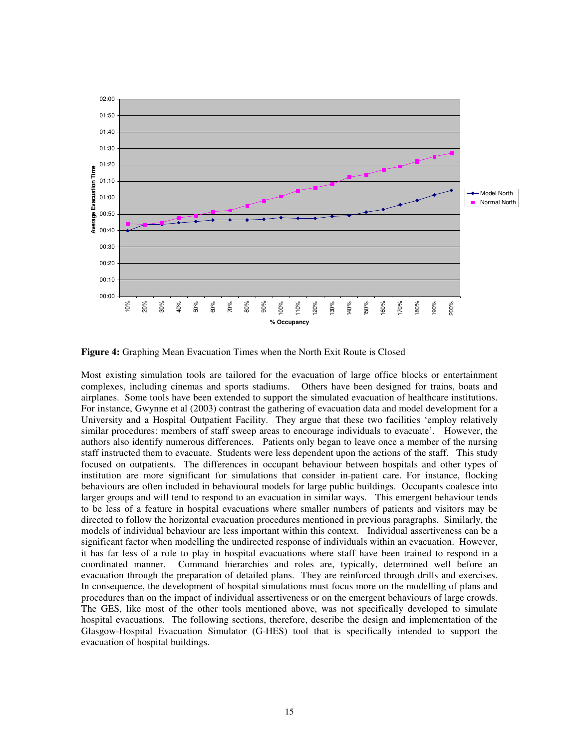**Figure 4:** Graphing Mean Evacuation Times when the North Exit Route is Closed

Most existing simulation tools are tailored for the evacuation of large office blocks or entertainment complexes, including cinemas and sports stadiums. Others have been designed for trains, boats and airplanes. Some tools have been extended to support the simulated evacuation of healthcare institutions. For instance, Gwynne et al (2003) contrast the gathering of evacuation data and model development for a University and a Hospital Outpatient Facility. They argue that these two facilities 'employ relatively similar procedures: members of staff sweep areas to encourage individuals to evacuate'. However, the authors also identify numerous differences. Patients only began to leave once a member of the nursing staff instructed them to evacuate. Students were less dependent upon the actions of the staff. This study focused on outpatients. The differences in occupant behaviour between hospitals and other types of institution are more significant for simulations that consider in-patient care. For instance, flocking behaviours are often included in behavioural models for large public buildings. Occupants coalesce into larger groups and will tend to respond to an evacuation in similar ways. This emergent behaviour tends to be less of a feature in hospital evacuations where smaller numbers of patients and visitors may be directed to follow the horizontal evacuation procedures mentioned in previous paragraphs. Similarly, the models of individual behaviour are less important within this context. Individual assertiveness can be a significant factor when modelling the undirected response of individuals within an evacuation. However, it has far less of a role to play in hospital evacuations where staff have been trained to respond in a coordinated manner. Command hierarchies and roles are, typically, determined well before an evacuation through the preparation of detailed plans. They are reinforced through drills and exercises. In consequence, the development of hospital simulations must focus more on the modelling of plans and procedures than on the impact of individual assertiveness or on the emergent behaviours of large crowds. The GES, like most of the other tools mentioned above, was not specifically developed to simulate hospital evacuations. The following sections, therefore, describe the design and implementation of the Glasgow-Hospital Evacuation Simulator (G-HES) tool that is specifically intended to support the evacuation of hospital buildings.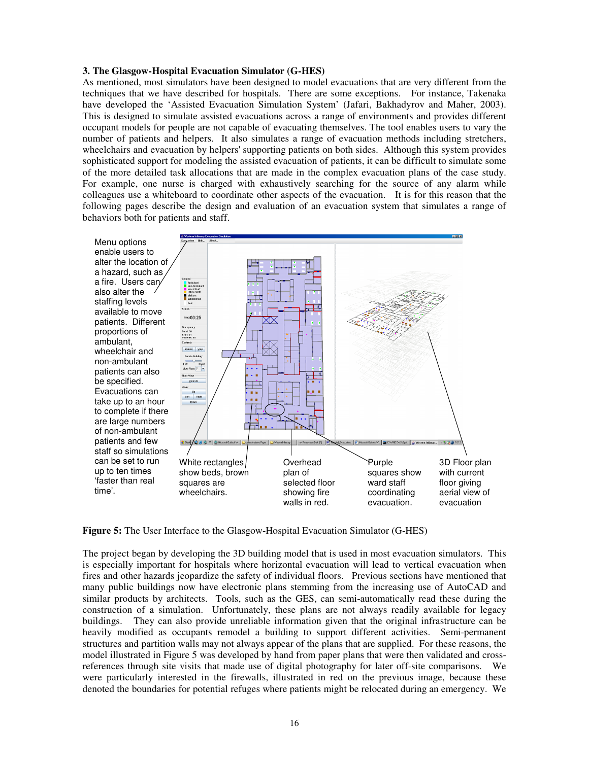### 3. The Glasgow-Hospital Evacuation Simulator (G-HES)

As mentioned, most simulators have been designed to model evacuations that are very different from the techniques that we have described for hospitals. There are some exceptions. For instance, Takenaka have developed the 'Assisted Evacuation Simulation System' (Jafari, Bakhadyrov and Maher, 2003). This is designed to simulate assisted evacuations across a range of environments and provides different occupant models for people are not capable of evacuating themselves. The tool enables users to vary the number of patients and helpers. It also simulates a range of evacuation methods including stretchers, wheelchairs and evacuation by helpers' supporting patients on both sides. Although this system provides sophisticated support for modeling the assisted evacuation of patients, it can be difficult to simulate some of the more detailed task allocations that are made in the complex evacuation plans of the case study. For example, one nurse is charged with exhaustively searching for the source of any alarm while colleagues use a whiteboard to coordinate other aspects of the evacuation. It is for this reason that the following pages describe the design and evaluation of an evacuation system that simulates a range of behaviors both for patients and staff.

Menu options enable users to alter the location of a hazard, such as a fire. Users can also alter the staffing levels available to move patients. Different proportions of ambulant, wheelchair and non-ambulant patients can also be specified. Evacuations can take up to an hour to complete if there are large numbers of non-ambulant patients and few staff so simulations can be set to run up to ten times 'faster than real time'.

White rectangles show beds, brown squares are wheelchairs.

Overhead plan of selected floor showing fire walls in red.

Purple squares show ward staff coordinating evacuation.

3D Floor plan with current floor giving aerial view of evacuation

**Figure 5:** The User Interface to the Glasgow-Hospital Evacuation Simulator (G-HES)

The project began by developing the 3D building model that is used in most evacuation simulators. This is especially important for hospitals where horizontal evacuation will lead to vertical evacuation when fires and other hazards jeopardize the safety of individual floors. Previous sections have mentioned that many public buildings now have electronic plans stemming from the increasing use of AutoCAD and similar products by architects. Tools, such as the GES, can semi-automatically read these during the construction of a simulation. Unfortunately, these plans are not always readily available for legacy buildings. They can also provide unreliable information given that the original infrastructure can be heavily modified as occupants remodel a building to support different activities. Semi-permanent structures and partition walls may not always appear of the plans that are supplied. For these reasons, the model illustrated in Figure 5 was developed by hand from paper plans that were then validated and cross-references through site visits that made use of digital photography for later off-site comparisons. We were particularly interested in the firewalls, illustrated in red on the previous image, because these denoted the boundaries for potential refuges where patients might be relocated during an emergency. We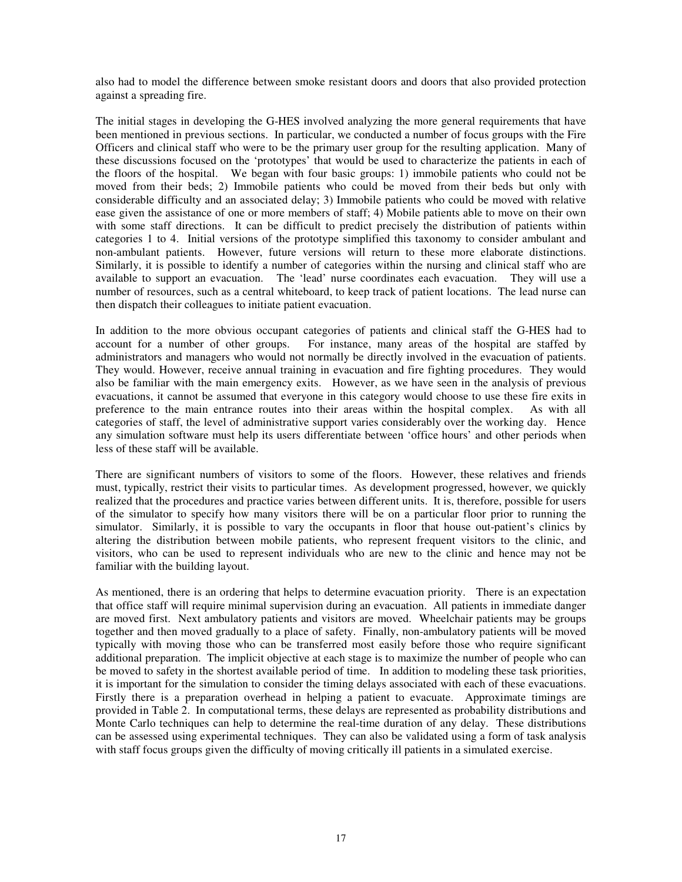also had to model the difference between smoke resistant doors and doors that also provided protection against a spreading fire.

The initial stages in developing the G-HES involved analyzing the more general requirements that have been mentioned in previous sections. In particular, we conducted a number of focus groups with the Fire Officers and clinical staff who were to be the primary user group for the resulting application. Many of these discussions focused on the 'prototypes' that would be used to characterize the patients in each of the floors of the hospital. We began with four basic groups: 1) immobile patients who could not be moved from their beds; 2) Immobile patients who could be moved from their beds but only with considerable difficulty and an associated delay; 3) Immobile patients who could be moved with relative ease given the assistance of one or more members of staff; 4) Mobile patients able to move on their own with some staff directions. It can be difficult to predict precisely the distribution of patients within categories 1 to 4. Initial versions of the prototype simplified this taxonomy to consider ambulant and non-ambulant patients. However, future versions will return to these more elaborate distinctions. Similarly, it is possible to identify a number of categories within the nursing and clinical staff who are available to support an evacuation. The 'lead' nurse coordinates each evacuation. They will use a number of resources, such as a central whiteboard, to keep track of patient locations. The lead nurse can then dispatch their colleagues to initiate patient evacuation.

In addition to the more obvious occupant categories of patients and clinical staff the G-HES had to account for a number of other groups. For instance, many areas of the hospital are staffed by administrators and managers who would not normally be directly involved in the evacuation of patients. They would. However, receive annual training in evacuation and fire fighting procedures. They would also be familiar with the main emergency exits. However, as we have seen in the analysis of previous evacuations, it cannot be assumed that everyone in this category would choose to use these fire exits in preference to the main entrance routes into their areas within the hospital complex. As with all categories of staff, the level of administrative support varies considerably over the working day. Hence any simulation software must help its users differentiate between 'office hours' and other periods when less of these staff will be available.

There are significant numbers of visitors to some of the floors. However, these relatives and friends must, typically, restrict their visits to particular times. As development progressed, however, we quickly realized that the procedures and practice varies between different units. It is, therefore, possible for users of the simulator to specify how many visitors there will be on a particular floor prior to running the simulator. Similarly, it is possible to vary the occupants in floor that house out-patient's clinics by altering the distribution between mobile patients, who represent frequent visitors to the clinic, and visitors, who can be used to represent individuals who are new to the clinic and hence may not be familiar with the building layout.

As mentioned, there is an ordering that helps to determine evacuation priority. There is an expectation that office staff will require minimal supervision during an evacuation. All patients in immediate danger are moved first. Next ambulatory patients and visitors are moved. Wheelchair patients may be groups together and then moved gradually to a place of safety. Finally, non-ambulatory patients will be moved typically with moving those who can be transferred most easily before those who require significant additional preparation. The implicit objective at each stage is to maximize the number of people who can be moved to safety in the shortest available period of time. In addition to modeling these task priorities, it is important for the simulation to consider the timing delays associated with each of these evacuations. Firstly there is a preparation overhead in helping a patient to evacuate. Approximate timings are provided in Table 2. In computational terms, these delays are represented as probability distributions and Monte Carlo techniques can help to determine the real-time duration of any delay. These distributions can be assessed using experimental techniques. They can also be validated using a form of task analysis with staff focus groups given the difficulty of moving critically ill patients in a simulated exercise.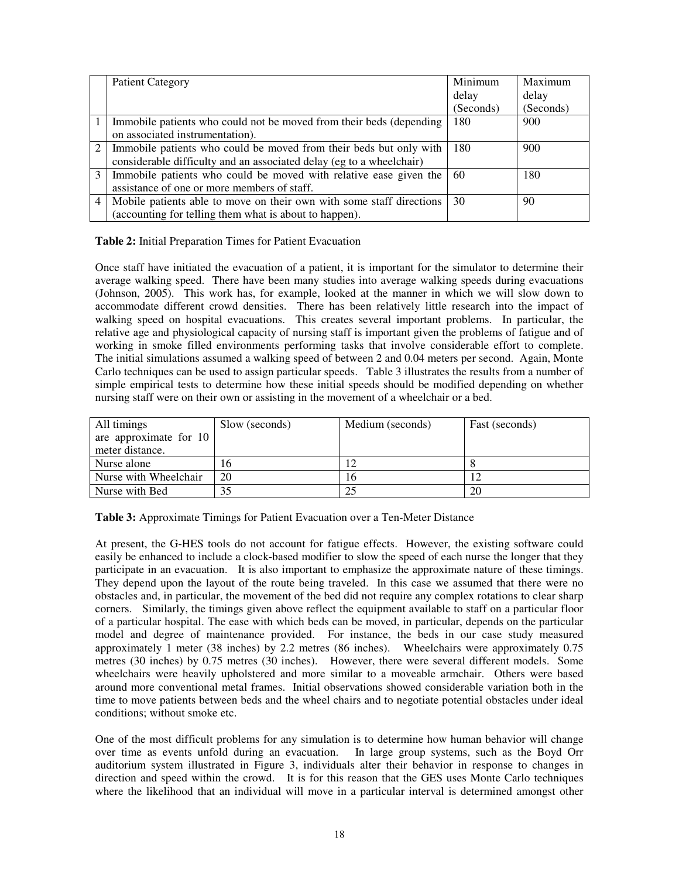| | Patient Category | Minimum delay (Seconds) | Maximum delay (Seconds) |
|---|---|---|---|
| 1 | Immobile patients who could not be moved from their beds (depending on associated instrumentation). | 180 | 900 |
| 2 | Immobile patients who could be moved from their beds but only with considerable difficulty and an associated delay (eg to a wheelchair) | 180 | 900 |
| 3 | Immobile patients who could be moved with relative ease given the assistance of one or more members of staff. | 60 | 180 |
| 4 | Mobile patients able to move on their own with some staff directions (accounting for telling them what is about to happen). | 30 | 90 |

**Table 2:** Initial Preparation Times for Patient Evacuation

Once staff have initiated the evacuation of a patient, it is important for the simulator to determine their average walking speed. There have been many studies into average walking speeds during evacuations (Johnson, 2005). This work has, for example, looked at the manner in which we will slow down to accommodate different crowd densities. There has been relatively little research into the impact of walking speed on hospital evacuations. This creates several important problems. In particular, the relative age and physiological capacity of nursing staff is important given the problems of fatigue and of working in smoke filled environments performing tasks that involve considerable effort to complete. The initial simulations assumed a walking speed of between 2 and 0.04 meters per second. Again, Monte Carlo techniques can be used to assign particular speeds. Table 3 illustrates the results from a number of simple empirical tests to determine how these initial speeds should be modified depending on whether nursing staff were on their own or assisting in the movement of a wheelchair or a bed.

| All timings are approximate for 10 meter distance. | Slow (seconds) | Medium (seconds) | Fast (seconds) |
|---|---|---|---|
| Nurse alone | 16 | 12 | 8 |
| Nurse with Wheelchair | 20 | 16 | 12 |
| Nurse with Bed | 35 | 25 | 20 |

**Table 3:** Approximate Timings for Patient Evacuation over a Ten-Meter Distance

At present, the G-HES tools do not account for fatigue effects. However, the existing software could easily be enhanced to include a clock-based modifier to slow the speed of each nurse the longer that they participate in an evacuation. It is also important to emphasize the approximate nature of these timings. They depend upon the layout of the route being traveled. In this case we assumed that there were no obstacles and, in particular, the movement of the bed did not require any complex rotations to clear sharp corners. Similarly, the timings given above reflect the equipment available to staff on a particular floor of a particular hospital. The ease with which beds can be moved, in particular, depends on the particular model and degree of maintenance provided. For instance, the beds in our case study measured approximately 1 meter (38 inches) by 2.2 metres (86 inches). Wheelchairs were approximately 0.75 metres (30 inches) by 0.75 metres (30 inches). However, there were several different models. Some wheelchairs were heavily upholstered and more similar to a moveable armchair. Others were based around more conventional metal frames. Initial observations showed considerable variation both in the time to move patients between beds and the wheel chairs and to negotiate potential obstacles under ideal conditions; without smoke etc.

One of the most difficult problems for any simulation is to determine how human behavior will change over time as events unfold during an evacuation. In large group systems, such as the Boyd Orr auditorium system illustrated in Figure 3, individuals alter their behavior in response to changes in direction and speed within the crowd. It is for this reason that the GES uses Monte Carlo techniques where the likelihood that an individual will move in a particular interval is determined amongst other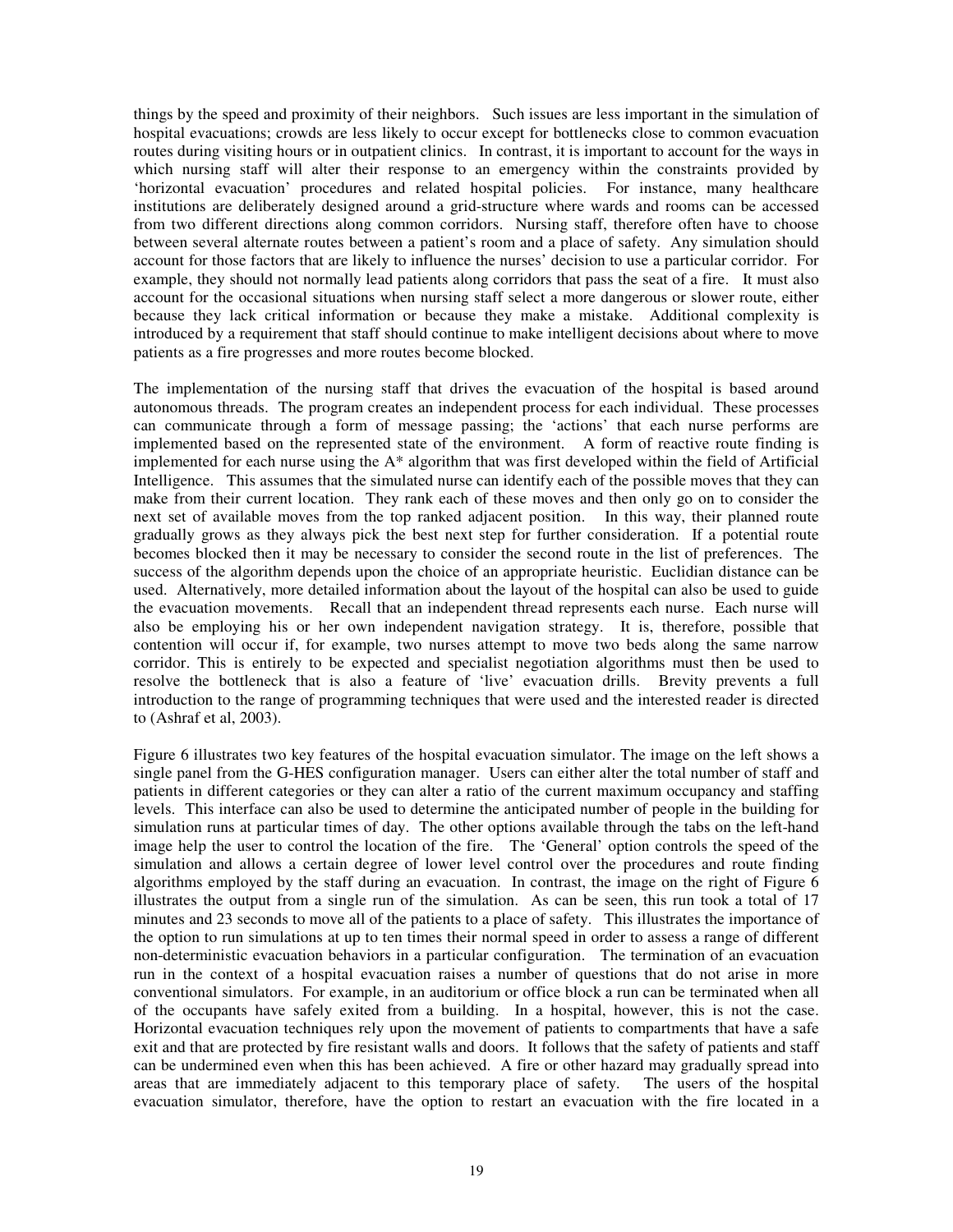things by the speed and proximity of their neighbors. Such issues are less important in the simulation of hospital evacuations; crowds are less likely to occur except for bottlenecks close to common evacuation routes during visiting hours or in outpatient clinics. In contrast, it is important to account for the ways in which nursing staff will alter their response to an emergency within the constraints provided by 'horizontal evacuation' procedures and related hospital policies. For instance, many healthcare institutions are deliberately designed around a grid-structure where wards and rooms can be accessed from two different directions along common corridors. Nursing staff, therefore often have to choose between several alternate routes between a patient's room and a place of safety. Any simulation should account for those factors that are likely to influence the nurses' decision to use a particular corridor. For example, they should not normally lead patients along corridors that pass the seat of a fire. It must also account for the occasional situations when nursing staff select a more dangerous or slower route, either because they lack critical information or because they make a mistake. Additional complexity is introduced by a requirement that staff should continue to make intelligent decisions about where to move patients as a fire progresses and more routes become blocked.

The implementation of the nursing staff that drives the evacuation of the hospital is based around autonomous threads. The program creates an independent process for each individual. These processes can communicate through a form of message passing; the 'actions' that each nurse performs are implemented based on the represented state of the environment. A form of reactive route finding is implemented for each nurse using the A* algorithm that was first developed within the field of Artificial Intelligence. This assumes that the simulated nurse can identify each of the possible moves that they can make from their current location. They rank each of these moves and then only go on to consider the next set of available moves from the top ranked adjacent position. In this way, their planned route gradually grows as they always pick the best next step for further consideration. If a potential route becomes blocked then it may be necessary to consider the second route in the list of preferences. The success of the algorithm depends upon the choice of an appropriate heuristic. Euclidian distance can be used. Alternatively, more detailed information about the layout of the hospital can also be used to guide the evacuation movements. Recall that an independent thread represents each nurse. Each nurse will also be employing his or her own independent navigation strategy. It is, therefore, possible that contention will occur if, for example, two nurses attempt to move two beds along the same narrow corridor. This is entirely to be expected and specialist negotiation algorithms must then be used to resolve the bottleneck that is also a feature of 'live' evacuation drills. Brevity prevents a full introduction to the range of programming techniques that were used and the interested reader is directed to (Ashraf et al, 2003).

Figure 6 illustrates two key features of the hospital evacuation simulator. The image on the left shows a single panel from the G-HES configuration manager. Users can either alter the total number of staff and patients in different categories or they can alter a ratio of the current maximum occupancy and staffing levels. This interface can also be used to determine the anticipated number of people in the building for simulation runs at particular times of day. The other options available through the tabs on the left-hand image help the user to control the location of the fire. The 'General' option controls the speed of the simulation and allows a certain degree of lower level control over the procedures and route finding algorithms employed by the staff during an evacuation. In contrast, the image on the right of Figure 6 illustrates the output from a single run of the simulation. As can be seen, this run took a total of 17 minutes and 23 seconds to move all of the patients to a place of safety. This illustrates the importance of the option to run simulations at up to ten times their normal speed in order to assess a range of different non-deterministic evacuation behaviors in a particular configuration. The termination of an evacuation run in the context of a hospital evacuation raises a number of questions that do not arise in more conventional simulators. For example, in an auditorium or office block a run can be terminated when all of the occupants have safely exited from a building. In a hospital, however, this is not the case. Horizontal evacuation techniques rely upon the movement of patients to compartments that have a safe exit and that are protected by fire resistant walls and doors. It follows that the safety of patients and staff can be undermined even when this has been achieved. A fire or other hazard may gradually spread into areas that are immediately adjacent to this temporary place of safety. The users of the hospital evacuation simulator, therefore, have the option to restart an evacuation with the fire located in a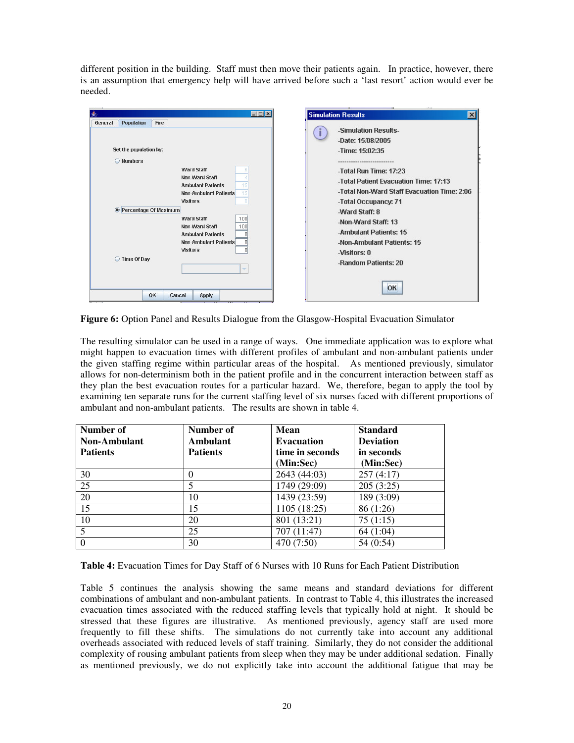different position in the building. Staff must then move their patients again. In practice, however, there is an assumption that emergency help will have arrived before such a 'last resort' action would ever be needed.

**Figure 6:** Option Panel and Results Dialogue from the Glasgow-Hospital Evacuation Simulator

The resulting simulator can be used in a range of ways. One immediate application was to explore what might happen to evacuation times with different profiles of ambulant and non-ambulant patients under the given staffing regime within particular areas of the hospital. As mentioned previously, simulator allows for non-determinism both in the patient profile and in the concurrent interaction between staff as they plan the best evacuation routes for a particular hazard. We, therefore, began to apply the tool by examining ten separate runs for the current staffing level of six nurses faced with different proportions of ambulant and non-ambulant patients. The results are shown in table 4.

| Number of Non-Ambulant Patients | Number of Ambulant Patients | Mean Evacuation time in seconds (Min:Sec) | Standard Deviation in seconds (Min:Sec) |
|---|---|---|---|
| 30 | 0 | 2643 (44:03) | 257 (4:17) |
| 25 | 5 | 1749 (29:09) | 205 (3:25) |
| 20 | 10 | 1439 (23:59) | 189 (3:09) |
| 15 | 15 | 1105 (18:25) | 86 (1:26) |
| 10 | 20 | 801 (13:21) | 75 (1:15) |
| 5 | 25 | 707 (11:47) | 64 (1:04) |
| 0 | 30 | 470 (7:50) | 54 (0:54) |

**Table 4:** Evacuation Times for Day Staff of 6 Nurses with 10 Runs for Each Patient Distribution

Table 5 continues the analysis showing the same means and standard deviations for different combinations of ambulant and non-ambulant patients. In contrast to Table 4, this illustrates the increased evacuation times associated with the reduced staffing levels that typically hold at night. It should be stressed that these figures are illustrative. As mentioned previously, agency staff are used more frequently to fill these shifts. The simulations do not currently take into account any additional overheads associated with reduced levels of staff training. Similarly, they do not consider the additional complexity of rousing ambulant patients from sleep when they may be under additional sedation. Finally as mentioned previously, we do not explicitly take into account the additional fatigue that may be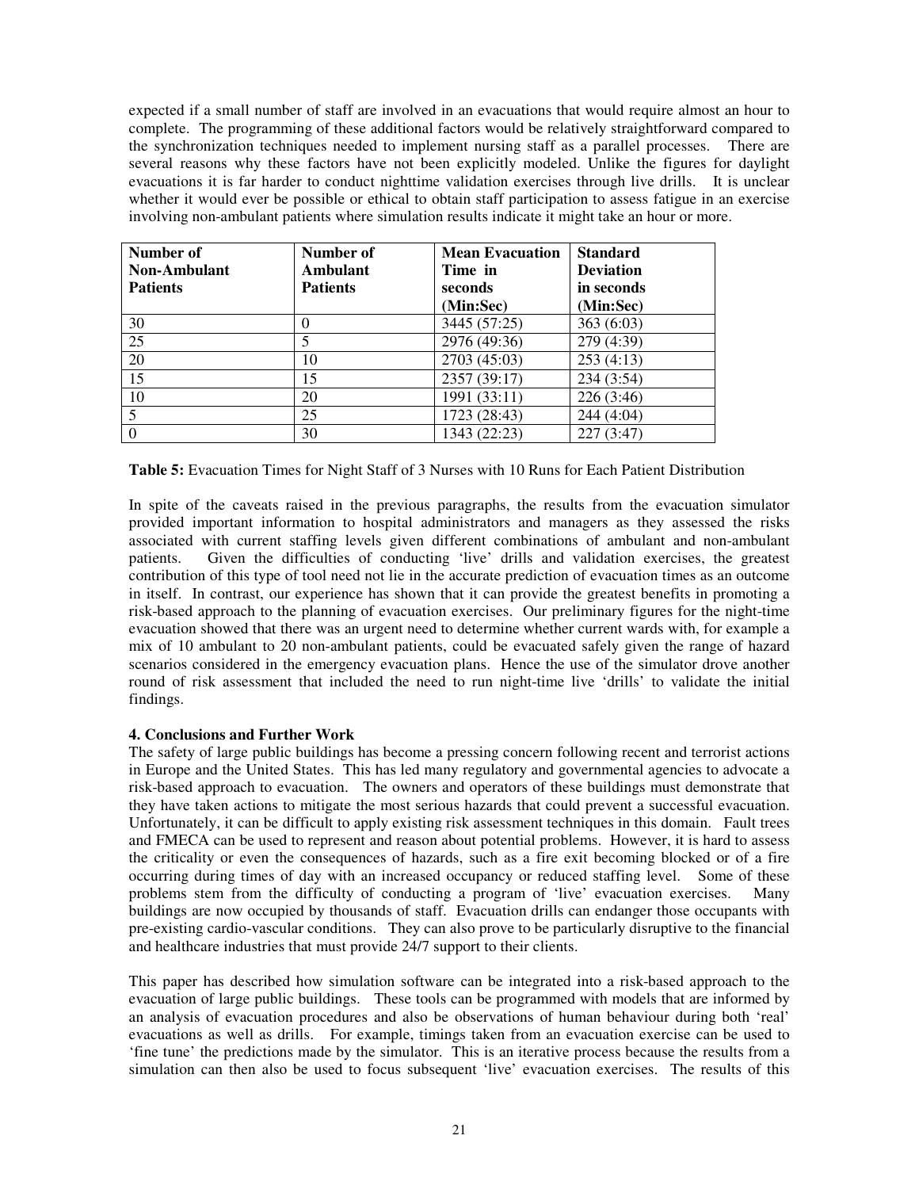expected if a small number of staff are involved in an evacuations that would require almost an hour to complete. The programming of these additional factors would be relatively straightforward compared to the synchronization techniques needed to implement nursing staff as a parallel processes. There are several reasons why these factors have not been explicitly modeled. Unlike the figures for daylight evacuations it is far harder to conduct nighttime validation exercises through live drills. It is unclear whether it would ever be possible or ethical to obtain staff participation to assess fatigue in an exercise involving non-ambulant patients where simulation results indicate it might take an hour or more.

| Number of Non-Ambulant Patients | Number of Ambulant Patients | Mean Evacuation Time in seconds (Min:Sec) | Standard Deviation in seconds (Min:Sec) |
|---|---|---|---|
| 30 | 0 | 3445 (57:25) | 363 (6:03) |
| 25 | 5 | 2976 (49:36) | 279 (4:39) |
| 20 | 10 | 2703 (45:03) | 253 (4:13) |
| 15 | 15 | 2357 (39:17) | 234 (3:54) |
| 10 | 20 | 1991 (33:11) | 226 (3:46) |
| 5 | 25 | 1723 (28:43) | 244 (4:04) |
| 0 | 30 | 1343 (22:23) | 227 (3:47) |

**Table 5:** Evacuation Times for Night Staff of 3 Nurses with 10 Runs for Each Patient Distribution

In spite of the caveats raised in the previous paragraphs, the results from the evacuation simulator provided important information to hospital administrators and managers as they assessed the risks associated with current staffing levels given different combinations of ambulant and non-ambulant patients. Given the difficulties of conducting 'live' drills and validation exercises, the greatest contribution of this type of tool need not lie in the accurate prediction of evacuation times as an outcome in itself. In contrast, our experience has shown that it can provide the greatest benefits in promoting a risk-based approach to the planning of evacuation exercises. Our preliminary figures for the night-time evacuation showed that there was an urgent need to determine whether current wards with, for example a mix of 10 ambulant to 20 non-ambulant patients, could be evacuated safely given the range of hazard scenarios considered in the emergency evacuation plans. Hence the use of the simulator drove another round of risk assessment that included the need to run night-time live 'drills' to validate the initial findings.

## 4. Conclusions and Further Work

The safety of large public buildings has become a pressing concern following recent and terrorist actions in Europe and the United States. This has led many regulatory and governmental agencies to advocate a risk-based approach to evacuation. The owners and operators of these buildings must demonstrate that they have taken actions to mitigate the most serious hazards that could prevent a successful evacuation. Unfortunately, it can be difficult to apply existing risk assessment techniques in this domain. Fault trees and FMECA can be used to represent and reason about potential problems. However, it is hard to assess the criticality or even the consequences of hazards, such as a fire exit becoming blocked or of a fire occurring during times of day with an increased occupancy or reduced staffing level. Some of these problems stem from the difficulty of conducting a program of 'live' evacuation exercises. Many buildings are now occupied by thousands of staff. Evacuation drills can endanger those occupants with pre-existing cardio-vascular conditions. They can also prove to be particularly disruptive to the financial and healthcare industries that must provide 24/7 support to their clients.

This paper has described how simulation software can be integrated into a risk-based approach to the evacuation of large public buildings. These tools can be programmed with models that are informed by an analysis of evacuation procedures and also be observations of human behaviour during both 'real' evacuations as well as drills. For example, timings taken from an evacuation exercise can be used to 'fine tune' the predictions made by the simulator. This is an iterative process because the results from a simulation can then also be used to focus subsequent 'live' evacuation exercises. The results of this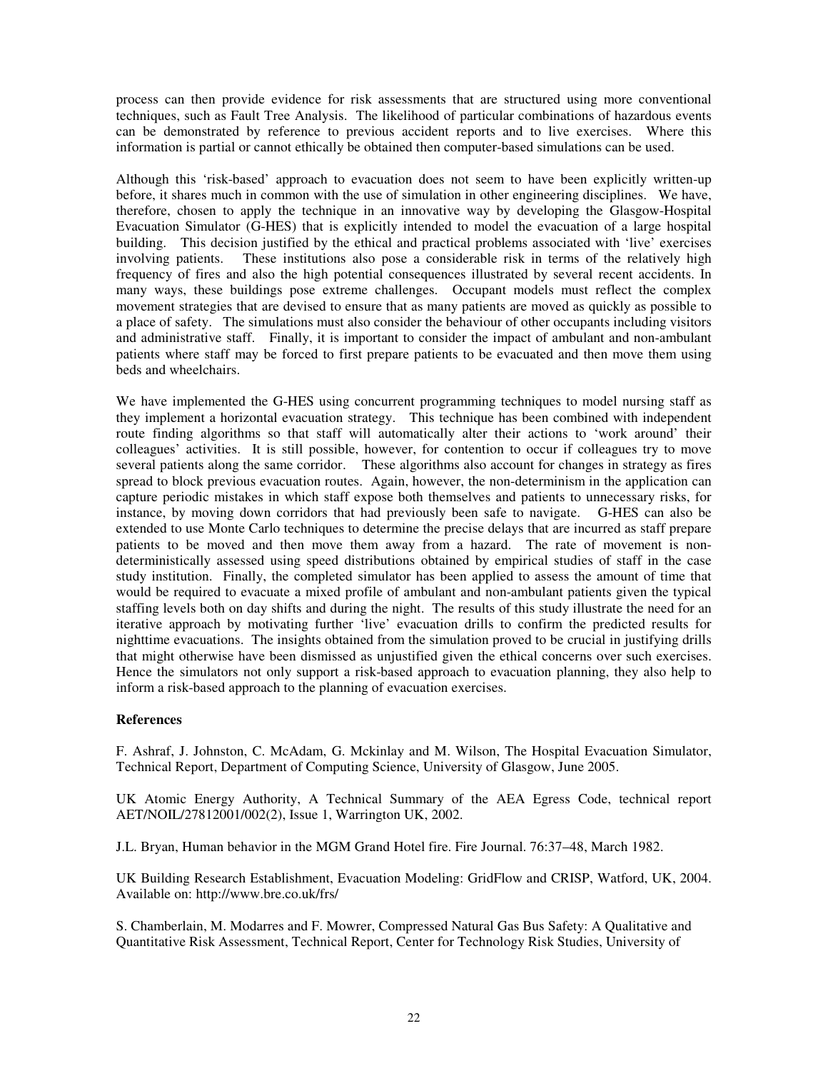process can then provide evidence for risk assessments that are structured using more conventional techniques, such as Fault Tree Analysis. The likelihood of particular combinations of hazardous events can be demonstrated by reference to previous accident reports and to live exercises. Where this information is partial or cannot ethically be obtained then computer-based simulations can be used.

Although this 'risk-based' approach to evacuation does not seem to have been explicitly written-up before, it shares much in common with the use of simulation in other engineering disciplines. We have, therefore, chosen to apply the technique in an innovative way by developing the Glasgow-Hospital Evacuation Simulator (G-HES) that is explicitly intended to model the evacuation of a large hospital building. This decision justified by the ethical and practical problems associated with 'live' exercises involving patients. These institutions also pose a considerable risk in terms of the relatively high frequency of fires and also the high potential consequences illustrated by several recent accidents. In many ways, these buildings pose extreme challenges. Occupant models must reflect the complex movement strategies that are devised to ensure that as many patients are moved as quickly as possible to a place of safety. The simulations must also consider the behaviour of other occupants including visitors and administrative staff. Finally, it is important to consider the impact of ambulant and non-ambulant patients where staff may be forced to first prepare patients to be evacuated and then move them using beds and wheelchairs.

We have implemented the G-HES using concurrent programming techniques to model nursing staff as they implement a horizontal evacuation strategy. This technique has been combined with independent route finding algorithms so that staff will automatically alter their actions to 'work around' their colleagues' activities. It is still possible, however, for contention to occur if colleagues try to move several patients along the same corridor. These algorithms also account for changes in strategy as fires spread to block previous evacuation routes. Again, however, the non-determinism in the application can capture periodic mistakes in which staff expose both themselves and patients to unnecessary risks, for instance, by moving down corridors that had previously been safe to navigate. G-HES can also be extended to use Monte Carlo techniques to determine the precise delays that are incurred as staff prepare patients to be moved and then move them away from a hazard. The rate of movement is non-deterministically assessed using speed distributions obtained by empirical studies of staff in the case study institution. Finally, the completed simulator has been applied to assess the amount of time that would be required to evacuate a mixed profile of ambulant and non-ambulant patients given the typical staffing levels both on day shifts and during the night. The results of this study illustrate the need for an iterative approach by motivating further 'live' evacuation drills to confirm the predicted results for nighttime evacuations. The insights obtained from the simulation proved to be crucial in justifying drills that might otherwise have been dismissed as unjustified given the ethical concerns over such exercises. Hence the simulators not only support a risk-based approach to evacuation planning, they also help to inform a risk-based approach to the planning of evacuation exercises.

**References**

F. Ashraf, J. Johnston, C. McAdam, G. Mckinlay and M. Wilson, The Hospital Evacuation Simulator, Technical Report, Department of Computing Science, University of Glasgow, June 2005.

UK Atomic Energy Authority, A Technical Summary of the AEA Egress Code, technical report AET/NOIL/27812001/002(2), Issue 1, Warrington UK, 2002.

J.L. Bryan, Human behavior in the MGM Grand Hotel fire. Fire Journal. 76:37–48, March 1982.

UK Building Research Establishment, Evacuation Modeling: GridFlow and CRISP, Watford, UK, 2004. Available on: http://www.bre.co.uk/frs/

S. Chamberlain, M. Modarres and F. Mowrer, Compressed Natural Gas Bus Safety: A Qualitative and Quantitative Risk Assessment, Technical Report, Center for Technology Risk Studies, University of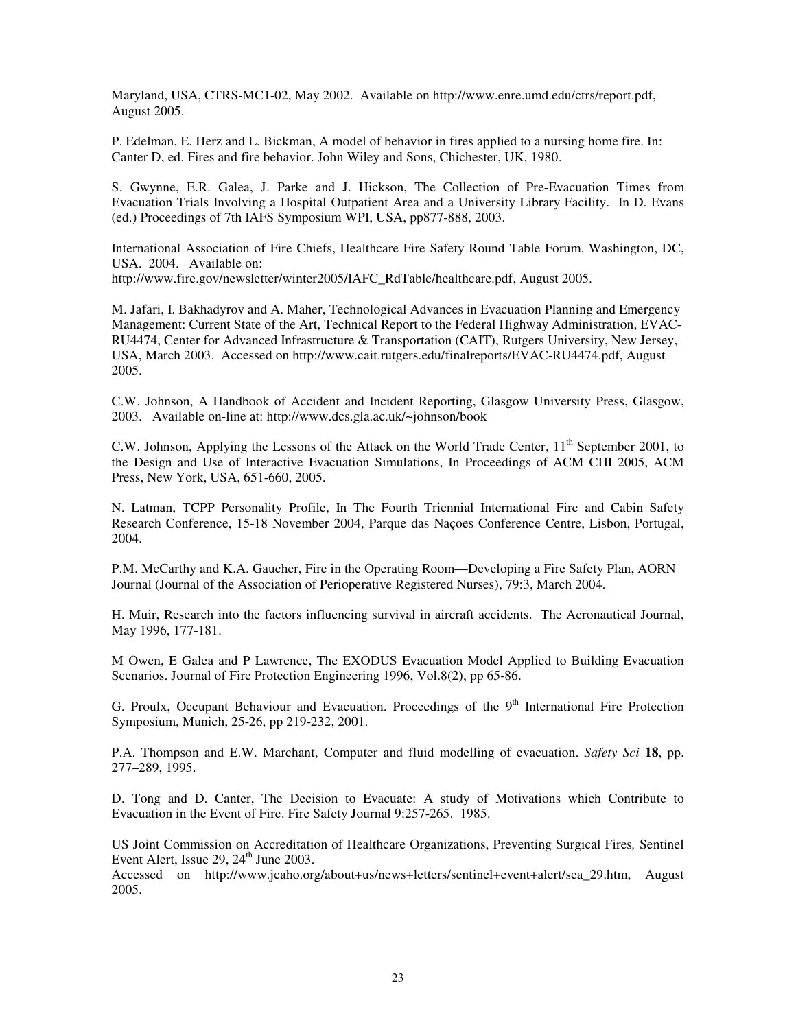Maryland, USA, CTRS-MC1-02, May 2002. Available on http://www.enre.umd.edu/ctrs/report.pdf, August 2005.

P. Edelman, E. Herz and L. Bickman, A model of behavior in fires applied to a nursing home fire. In: Canter D, ed. Fires and fire behavior. John Wiley and Sons, Chichester, UK, 1980.

S. Gwynne, E.R. Galea, J. Parke and J. Hickson, The Collection of Pre-Evacuation Times from Evacuation Trials Involving a Hospital Outpatient Area and a University Library Facility. In D. Evans (ed.) Proceedings of 7th IAFS Symposium WPI, USA, pp877-888, 2003.

International Association of Fire Chiefs, Healthcare Fire Safety Round Table Forum. Washington, DC, USA. 2004. Available on: http://www.fire.gov/newsletter/winter2005/IAFC_RdTable/healthcare.pdf, August 2005.

M. Jafari, I. Bakhadyrov and A. Maher, Technological Advances in Evacuation Planning and Emergency Management: Current State of the Art, Technical Report to the Federal Highway Administration, EVAC-RU4474, Center for Advanced Infrastructure & Transportation (CAIT), Rutgers University, New Jersey, USA, March 2003. Accessed on http://www.cait.rutgers.edu/finalreports/EVAC-RU4474.pdf, August 2005.

C.W. Johnson, A Handbook of Accident and Incident Reporting, Glasgow University Press, Glasgow, 2003. Available on-line at: http://www.dcs.gla.ac.uk/~johnson/book

C.W. Johnson, Applying the Lessons of the Attack on the World Trade Center, 11th September 2001, to the Design and Use of Interactive Evacuation Simulations, In Proceedings of ACM CHI 2005, ACM Press, New York, USA, 651-660, 2005.

N. Latman, TCPP Personality Profile, In The Fourth Triennial International Fire and Cabin Safety Research Conference, 15-18 November 2004, Parque das Naçoes Conference Centre, Lisbon, Portugal, 2004.

P.M. McCarthy and K.A. Gaucher, Fire in the Operating Room—Developing a Fire Safety Plan, AORN Journal (Journal of the Association of Perioperative Registered Nurses), 79:3, March 2004.

H. Muir, Research into the factors influencing survival in aircraft accidents. The Aeronautical Journal, May 1996, 177-181.

M Owen, E Galea and P Lawrence, The EXODUS Evacuation Model Applied to Building Evacuation Scenarios. Journal of Fire Protection Engineering 1996, Vol.8(2), pp 65-86.

G. Proulx, Occupant Behaviour and Evacuation. Proceedings of the 9th International Fire Protection Symposium, Munich, 25-26, pp 219-232, 2001.

P.A. Thompson and E.W. Marchant, Computer and fluid modelling of evacuation. *Safety Sci* **18**, pp. 277–289, 1995.

D. Tong and D. Canter, The Decision to Evacuate: A study of Motivations which Contribute to Evacuation in the Event of Fire. Fire Safety Journal 9:257-265. 1985.

US Joint Commission on Accreditation of Healthcare Organizations, Preventing Surgical Fires*,* Sentinel Event Alert, Issue 29, 24th June 2003.
Accessed on http://www.jcaho.org/about+us/news+letters/sentinel+event+alert/sea_29.htm, August 2005.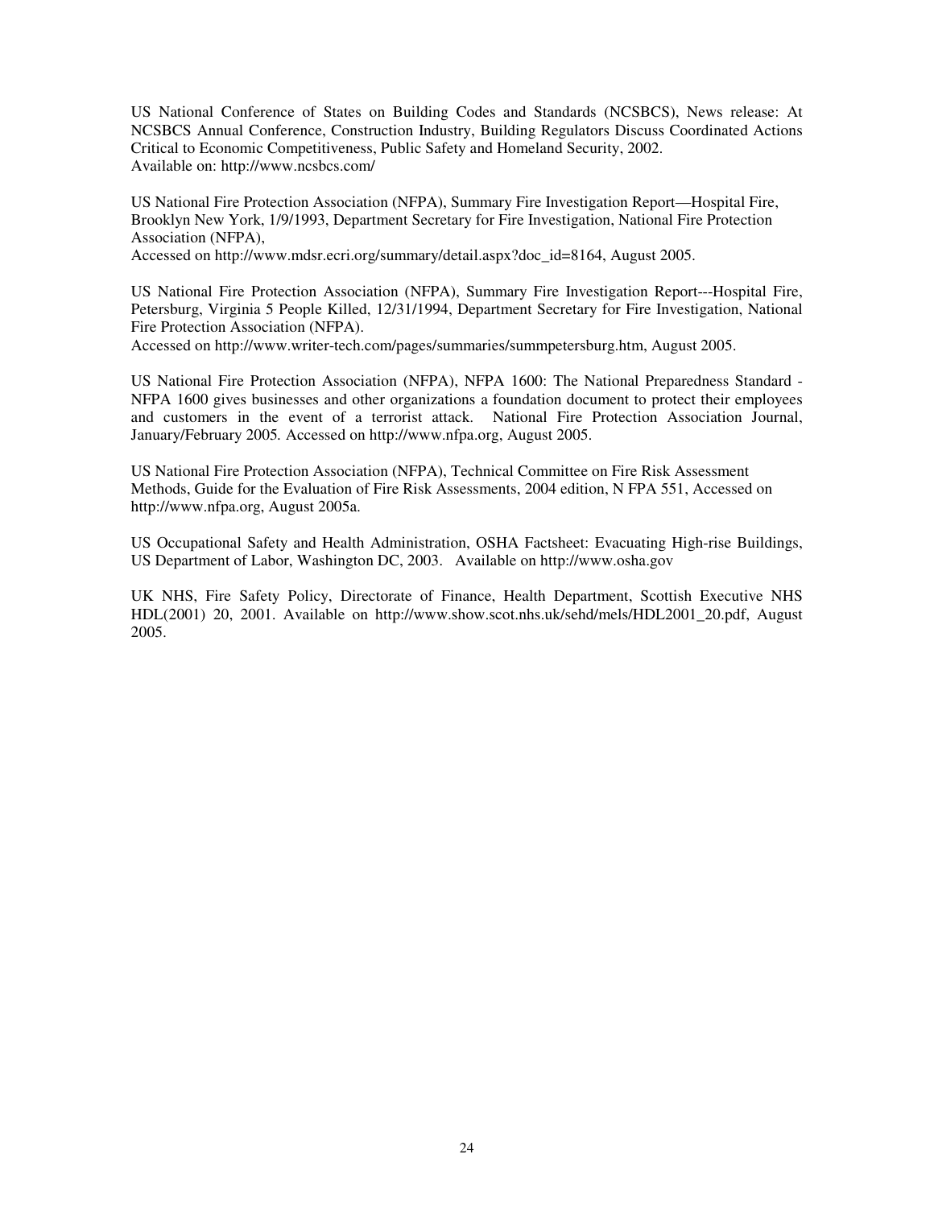US National Conference of States on Building Codes and Standards (NCSBCS), News release: At NCSBCS Annual Conference, Construction Industry, Building Regulators Discuss Coordinated Actions Critical to Economic Competitiveness, Public Safety and Homeland Security, 2002.
Available on: http://www.ncsbcs.com/

US National Fire Protection Association (NFPA), Summary Fire Investigation Report—Hospital Fire, Brooklyn New York, 1/9/1993, Department Secretary for Fire Investigation, National Fire Protection Association (NFPA),
Accessed on http://www.mdsr.ecri.org/summary/detail.aspx?doc_id=8164, August 2005.

US National Fire Protection Association (NFPA), Summary Fire Investigation Report---Hospital Fire, Petersburg, Virginia 5 People Killed, 12/31/1994, Department Secretary for Fire Investigation, National Fire Protection Association (NFPA).
Accessed on http://www.writer-tech.com/pages/summaries/summpetersburg.htm, August 2005.

US National Fire Protection Association (NFPA), NFPA 1600: The National Preparedness Standard - NFPA 1600 gives businesses and other organizations a foundation document to protect their employees and customers in the event of a terrorist attack. National Fire Protection Association Journal, January/February 2005. Accessed on http://www.nfpa.org, August 2005.

US National Fire Protection Association (NFPA), Technical Committee on Fire Risk Assessment Methods, Guide for the Evaluation of Fire Risk Assessments, 2004 edition, N FPA 551, Accessed on http://www.nfpa.org, August 2005a.

US Occupational Safety and Health Administration, OSHA Factsheet: Evacuating High-rise Buildings, US Department of Labor, Washington DC, 2003. Available on http://www.osha.gov

UK NHS, Fire Safety Policy, Directorate of Finance, Health Department, Scottish Executive NHS HDL(2001) 20, 2001. Available on http://www.show.scot.nhs.uk/sehd/mels/HDL2001_20.pdf, August 2005.